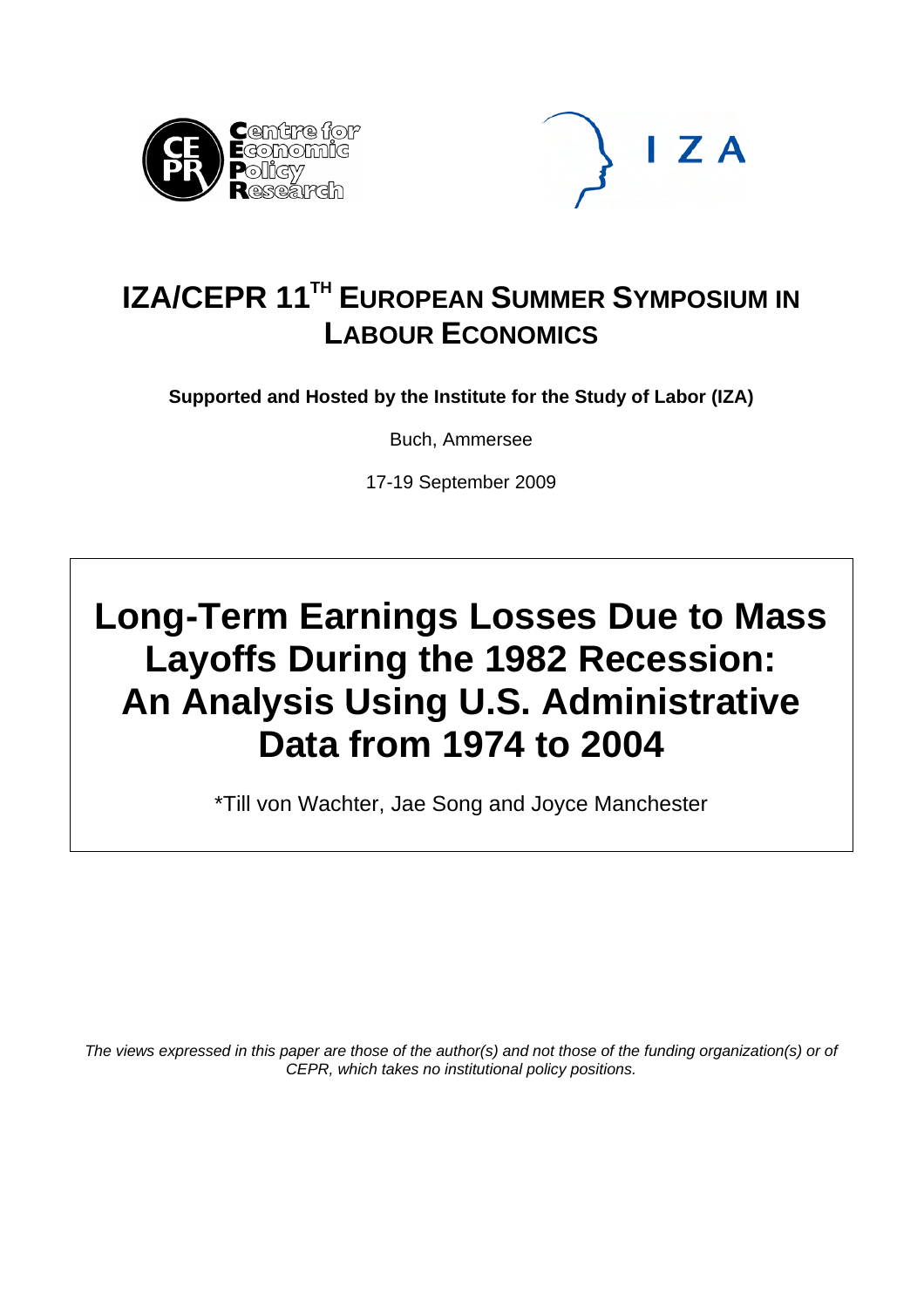# IZA/CEPR 11TH EUROPEAN SUMMER SYMPOSIUM IN LABOUR ECONOMICS

**Supported and Hosted by the Institute for the Study of Labor (IZA)**

Buch, Ammersee

17-19 September 2009

# Long-Term Earnings Losses Due to Mass Layoffs During the 1982 Recession: An Analysis Using U.S. Administrative Data from 1974 to 2004

*Till von Wachter, Jae Song and Joyce Manchester

*The views expressed in this paper are those of the author(s) and not those of the funding organization(s) or of CEPR, which takes no institutional policy positions.*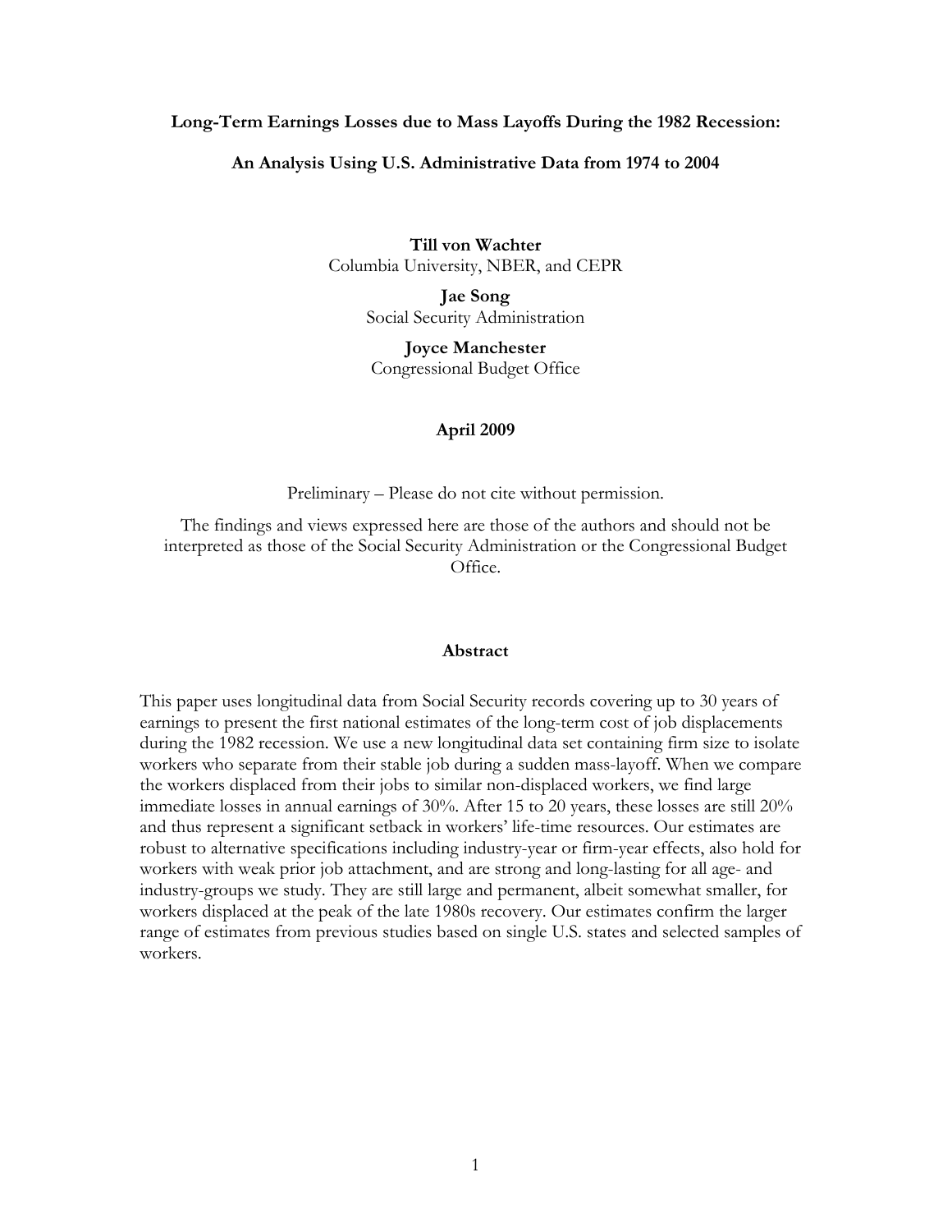**Long-Term Earnings Losses due to Mass Layoffs During the 1982 Recession:**

**An Analysis Using U.S. Administrative Data from 1974 to 2004**

**Till von Wachter**
Columbia University, NBER, and CEPR

**Jae Song**
Social Security Administration

**Joyce Manchester**
Congressional Budget Office

**April 2009**

Preliminary – Please do not cite without permission.

The findings and views expressed here are those of the authors and should not be interpreted as those of the Social Security Administration or the Congressional Budget Office.

**Abstract**

This paper uses longitudinal data from Social Security records covering up to 30 years of earnings to present the first national estimates of the long-term cost of job displacements during the 1982 recession. We use a new longitudinal data set containing firm size to isolate workers who separate from their stable job during a sudden mass-layoff. When we compare the workers displaced from their jobs to similar non-displaced workers, we find large immediate losses in annual earnings of 30%. After 15 to 20 years, these losses are still 20% and thus represent a significant setback in workers' life-time resources. Our estimates are robust to alternative specifications including industry-year or firm-year effects, also hold for workers with weak prior job attachment, and are strong and long-lasting for all age- and industry-groups we study. They are still large and permanent, albeit somewhat smaller, for workers displaced at the peak of the late 1980s recovery. Our estimates confirm the larger range of estimates from previous studies based on single U.S. states and selected samples of workers.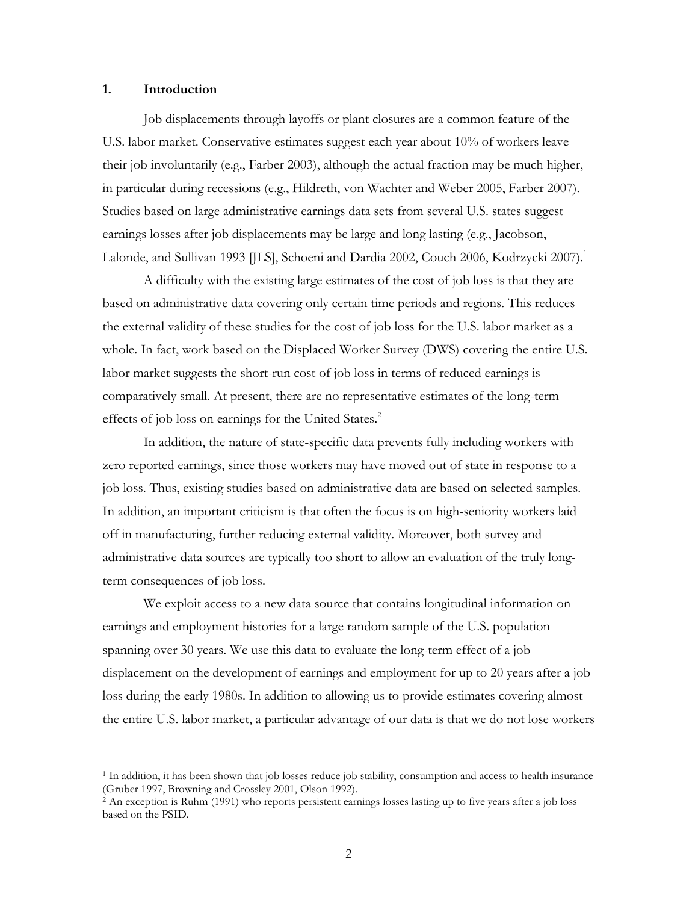## 1. Introduction

Job displacements through layoffs or plant closures are a common feature of the U.S. labor market. Conservative estimates suggest each year about 10% of workers leave their job involuntarily (e.g., Farber 2003), although the actual fraction may be much higher, in particular during recessions (e.g., Hildreth, von Wachter and Weber 2005, Farber 2007). Studies based on large administrative earnings data sets from several U.S. states suggest earnings losses after job displacements may be large and long lasting (e.g., Jacobson, Lalonde, and Sullivan 1993 [JLS], Schoeni and Dardia 2002, Couch 2006, Kodrzycki 2007).[1]

A difficulty with the existing large estimates of the cost of job loss is that they are based on administrative data covering only certain time periods and regions. This reduces the external validity of these studies for the cost of job loss for the U.S. labor market as a whole. In fact, work based on the Displaced Worker Survey (DWS) covering the entire U.S. labor market suggests the short-run cost of job loss in terms of reduced earnings is comparatively small. At present, there are no representative estimates of the long-term effects of job loss on earnings for the United States.[2]

In addition, the nature of state-specific data prevents fully including workers with zero reported earnings, since those workers may have moved out of state in response to a job loss. Thus, existing studies based on administrative data are based on selected samples. In addition, an important criticism is that often the focus is on high-seniority workers laid off in manufacturing, further reducing external validity. Moreover, both survey and administrative data sources are typically too short to allow an evaluation of the truly long-term consequences of job loss.

We exploit access to a new data source that contains longitudinal information on earnings and employment histories for a large random sample of the U.S. population spanning over 30 years. We use this data to evaluate the long-term effect of a job displacement on the development of earnings and employment for up to 20 years after a job loss during the early 1980s. In addition to allowing us to provide estimates covering almost the entire U.S. labor market, a particular advantage of our data is that we do not lose workers

---

[1] In addition, it has been shown that job losses reduce job stability, consumption and access to health insurance (Gruber 1997, Browning and Crossley 2001, Olson 1992).

[2] An exception is Ruhm (1991) who reports persistent earnings losses lasting up to five years after a job loss based on the PSID.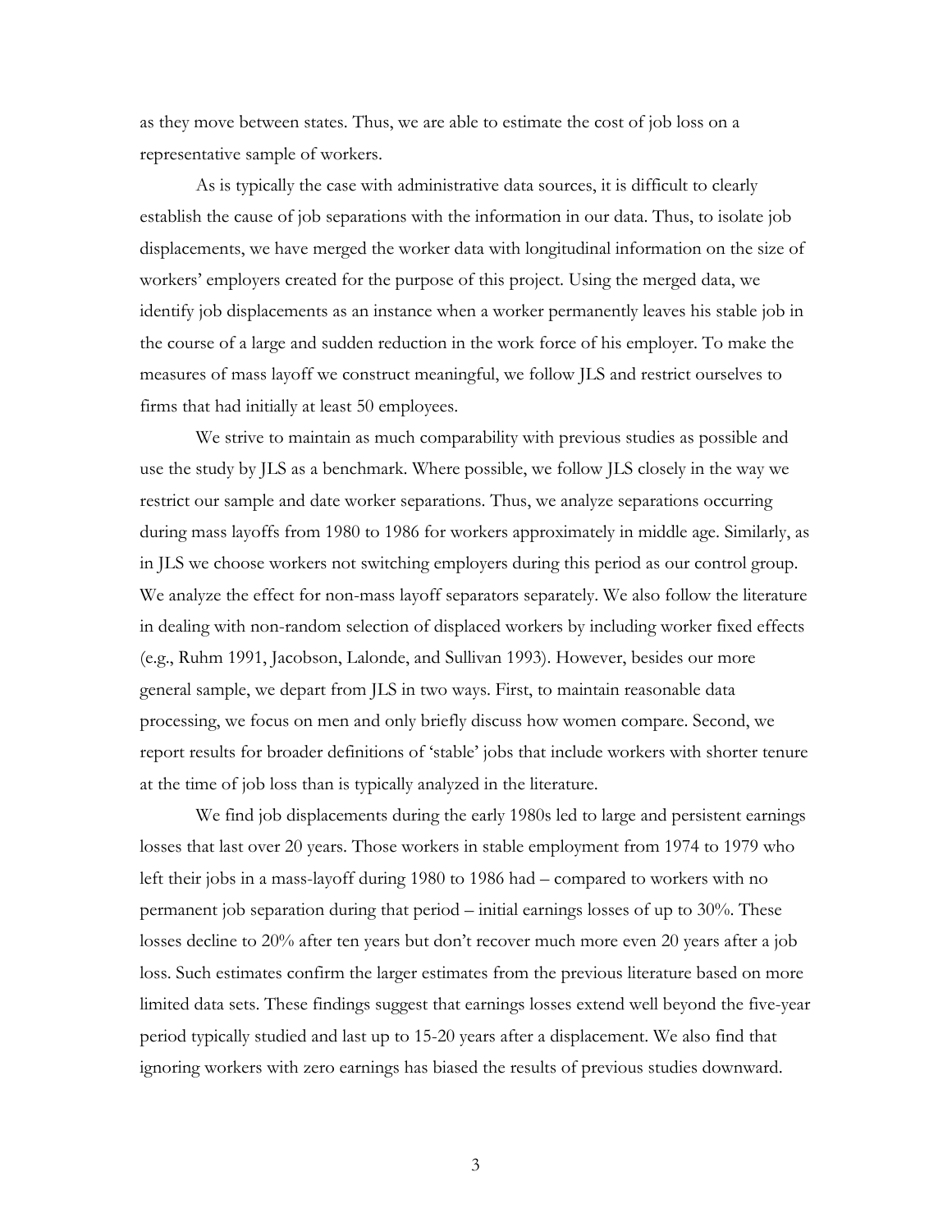as they move between states. Thus, we are able to estimate the cost of job loss on a representative sample of workers.

As is typically the case with administrative data sources, it is difficult to clearly establish the cause of job separations with the information in our data. Thus, to isolate job displacements, we have merged the worker data with longitudinal information on the size of workers' employers created for the purpose of this project. Using the merged data, we identify job displacements as an instance when a worker permanently leaves his stable job in the course of a large and sudden reduction in the work force of his employer. To make the measures of mass layoff we construct meaningful, we follow JLS and restrict ourselves to firms that had initially at least 50 employees.

We strive to maintain as much comparability with previous studies as possible and use the study by JLS as a benchmark. Where possible, we follow JLS closely in the way we restrict our sample and date worker separations. Thus, we analyze separations occurring during mass layoffs from 1980 to 1986 for workers approximately in middle age. Similarly, as in JLS we choose workers not switching employers during this period as our control group. We analyze the effect for non-mass layoff separators separately. We also follow the literature in dealing with non-random selection of displaced workers by including worker fixed effects (e.g., Ruhm 1991, Jacobson, Lalonde, and Sullivan 1993). However, besides our more general sample, we depart from JLS in two ways. First, to maintain reasonable data processing, we focus on men and only briefly discuss how women compare. Second, we report results for broader definitions of 'stable' jobs that include workers with shorter tenure at the time of job loss than is typically analyzed in the literature.

We find job displacements during the early 1980s led to large and persistent earnings losses that last over 20 years. Those workers in stable employment from 1974 to 1979 who left their jobs in a mass-layoff during 1980 to 1986 had – compared to workers with no permanent job separation during that period – initial earnings losses of up to 30%. These losses decline to 20% after ten years but don't recover much more even 20 years after a job loss. Such estimates confirm the larger estimates from the previous literature based on more limited data sets. These findings suggest that earnings losses extend well beyond the five-year period typically studied and last up to 15-20 years after a displacement. We also find that ignoring workers with zero earnings has biased the results of previous studies downward.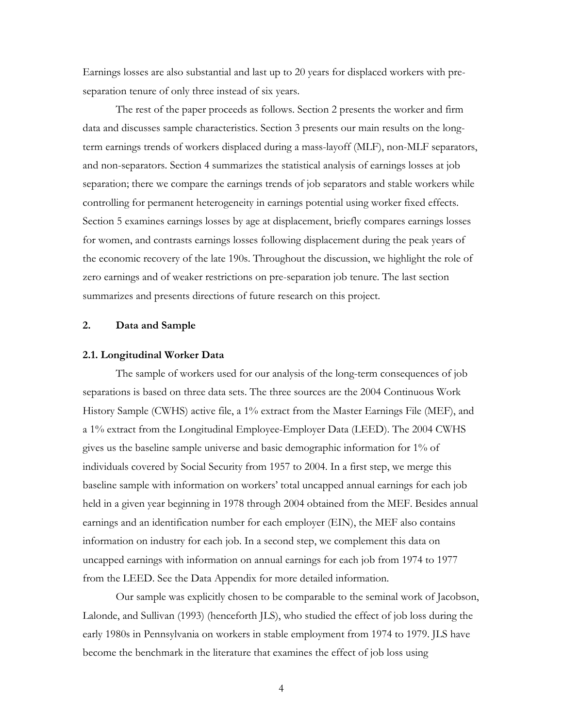Earnings losses are also substantial and last up to 20 years for displaced workers with pre-separation tenure of only three instead of six years.

The rest of the paper proceeds as follows. Section 2 presents the worker and firm data and discusses sample characteristics. Section 3 presents our main results on the long-term earnings trends of workers displaced during a mass-layoff (MLF), non-MLF separators, and non-separators. Section 4 summarizes the statistical analysis of earnings losses at job separation; there we compare the earnings trends of job separators and stable workers while controlling for permanent heterogeneity in earnings potential using worker fixed effects. Section 5 examines earnings losses by age at displacement, briefly compares earnings losses for women, and contrasts earnings losses following displacement during the peak years of the economic recovery of the late 190s. Throughout the discussion, we highlight the role of zero earnings and of weaker restrictions on pre-separation job tenure. The last section summarizes and presents directions of future research on this project.

## 2. Data and Sample

### 2.1. Longitudinal Worker Data

The sample of workers used for our analysis of the long-term consequences of job separations is based on three data sets. The three sources are the 2004 Continuous Work History Sample (CWHS) active file, a 1% extract from the Master Earnings File (MEF), and a 1% extract from the Longitudinal Employee-Employer Data (LEED). The 2004 CWHS gives us the baseline sample universe and basic demographic information for 1% of individuals covered by Social Security from 1957 to 2004. In a first step, we merge this baseline sample with information on workers' total uncapped annual earnings for each job held in a given year beginning in 1978 through 2004 obtained from the MEF. Besides annual earnings and an identification number for each employer (EIN), the MEF also contains information on industry for each job. In a second step, we complement this data on uncapped earnings with information on annual earnings for each job from 1974 to 1977 from the LEED. See the Data Appendix for more detailed information.

Our sample was explicitly chosen to be comparable to the seminal work of Jacobson, Lalonde, and Sullivan (1993) (henceforth JLS), who studied the effect of job loss during the early 1980s in Pennsylvania on workers in stable employment from 1974 to 1979. JLS have become the benchmark in the literature that examines the effect of job loss using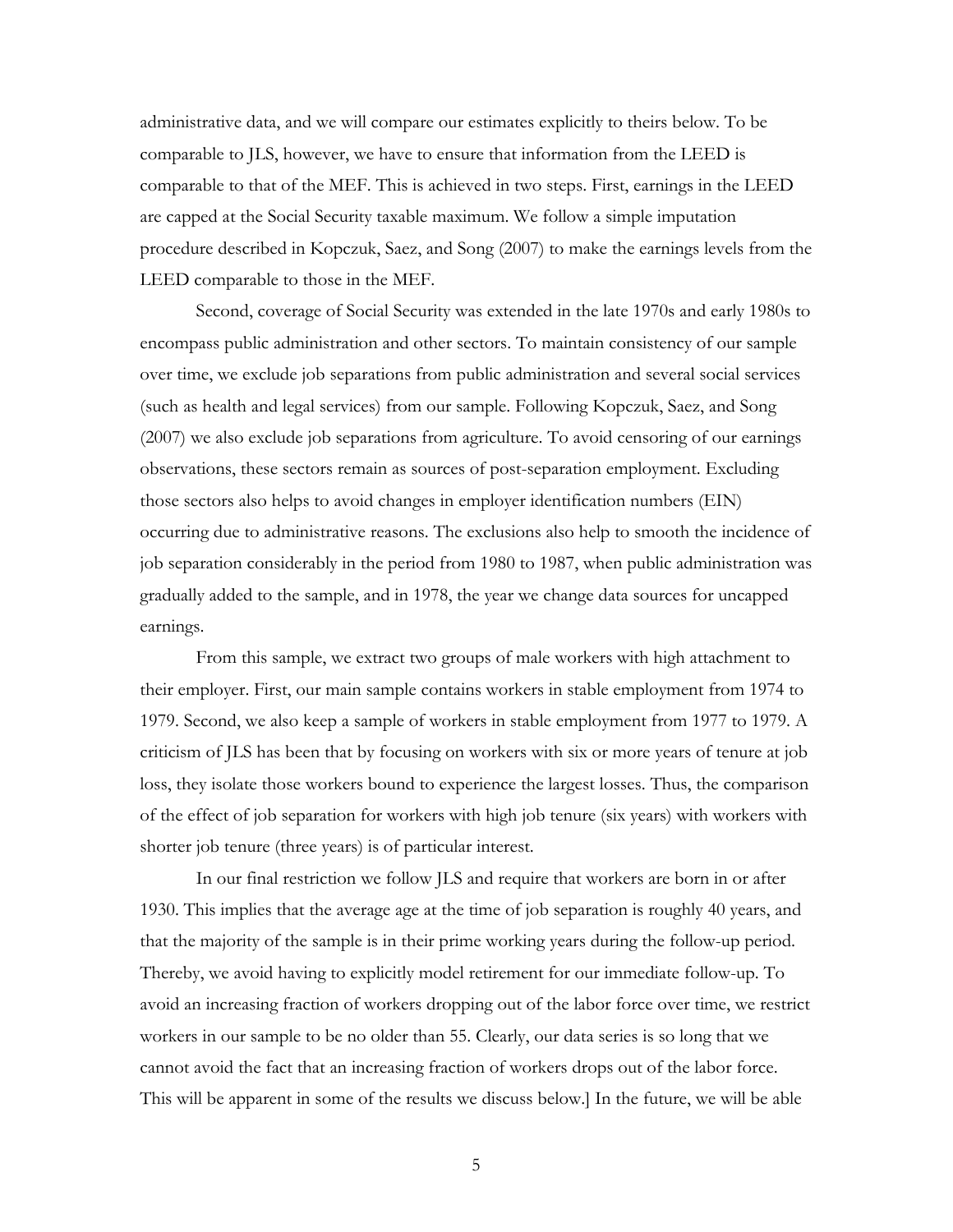administrative data, and we will compare our estimates explicitly to theirs below. To be comparable to JLS, however, we have to ensure that information from the LEED is comparable to that of the MEF. This is achieved in two steps. First, earnings in the LEED are capped at the Social Security taxable maximum. We follow a simple imputation procedure described in Kopczuk, Saez, and Song (2007) to make the earnings levels from the LEED comparable to those in the MEF.

Second, coverage of Social Security was extended in the late 1970s and early 1980s to encompass public administration and other sectors. To maintain consistency of our sample over time, we exclude job separations from public administration and several social services (such as health and legal services) from our sample. Following Kopczuk, Saez, and Song (2007) we also exclude job separations from agriculture. To avoid censoring of our earnings observations, these sectors remain as sources of post-separation employment. Excluding those sectors also helps to avoid changes in employer identification numbers (EIN) occurring due to administrative reasons. The exclusions also help to smooth the incidence of job separation considerably in the period from 1980 to 1987, when public administration was gradually added to the sample, and in 1978, the year we change data sources for uncapped earnings.

From this sample, we extract two groups of male workers with high attachment to their employer. First, our main sample contains workers in stable employment from 1974 to 1979. Second, we also keep a sample of workers in stable employment from 1977 to 1979. A criticism of JLS has been that by focusing on workers with six or more years of tenure at job loss, they isolate those workers bound to experience the largest losses. Thus, the comparison of the effect of job separation for workers with high job tenure (six years) with workers with shorter job tenure (three years) is of particular interest.

In our final restriction we follow JLS and require that workers are born in or after 1930. This implies that the average age at the time of job separation is roughly 40 years, and that the majority of the sample is in their prime working years during the follow-up period. Thereby, we avoid having to explicitly model retirement for our immediate follow-up. To avoid an increasing fraction of workers dropping out of the labor force over time, we restrict workers in our sample to be no older than 55. Clearly, our data series is so long that we cannot avoid the fact that an increasing fraction of workers drops out of the labor force. This will be apparent in some of the results we discuss below.] In the future, we will be able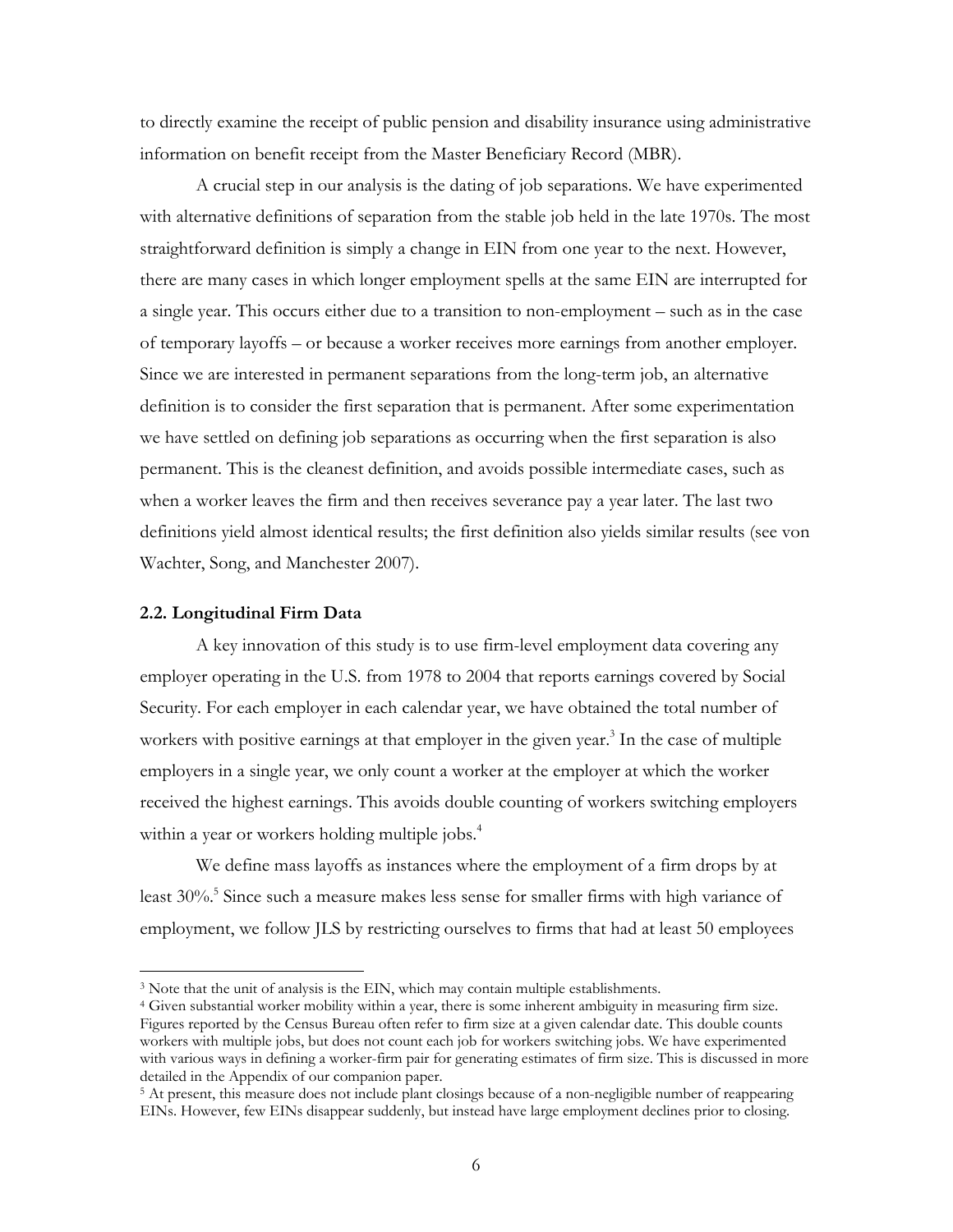to directly examine the receipt of public pension and disability insurance using administrative information on benefit receipt from the Master Beneficiary Record (MBR).

A crucial step in our analysis is the dating of job separations. We have experimented with alternative definitions of separation from the stable job held in the late 1970s. The most straightforward definition is simply a change in EIN from one year to the next. However, there are many cases in which longer employment spells at the same EIN are interrupted for a single year. This occurs either due to a transition to non-employment – such as in the case of temporary layoffs – or because a worker receives more earnings from another employer. Since we are interested in permanent separations from the long-term job, an alternative definition is to consider the first separation that is permanent. After some experimentation we have settled on defining job separations as occurring when the first separation is also permanent. This is the cleanest definition, and avoids possible intermediate cases, such as when a worker leaves the firm and then receives severance pay a year later. The last two definitions yield almost identical results; the first definition also yields similar results (see von Wachter, Song, and Manchester 2007).

### 2.2. Longitudinal Firm Data

A key innovation of this study is to use firm-level employment data covering any employer operating in the U.S. from 1978 to 2004 that reports earnings covered by Social Security. For each employer in each calendar year, we have obtained the total number of workers with positive earnings at that employer in the given year.[3] In the case of multiple employers in a single year, we only count a worker at the employer at which the worker received the highest earnings. This avoids double counting of workers switching employers within a year or workers holding multiple jobs.[4]

We define mass layoffs as instances where the employment of a firm drops by at least 30%.[5] Since such a measure makes less sense for smaller firms with high variance of employment, we follow JLS by restricting ourselves to firms that had at least 50 employees

---

[3] Note that the unit of analysis is the EIN, which may contain multiple establishments.

[4] Given substantial worker mobility within a year, there is some inherent ambiguity in measuring firm size. Figures reported by the Census Bureau often refer to firm size at a given calendar date. This double counts workers with multiple jobs, but does not count each job for workers switching jobs. We have experimented with various ways in defining a worker-firm pair for generating estimates of firm size. This is discussed in more detailed in the Appendix of our companion paper.

[5] At present, this measure does not include plant closings because of a non-negligible number of reappearing EINs. However, few EINs disappear suddenly, but instead have large employment declines prior to closing.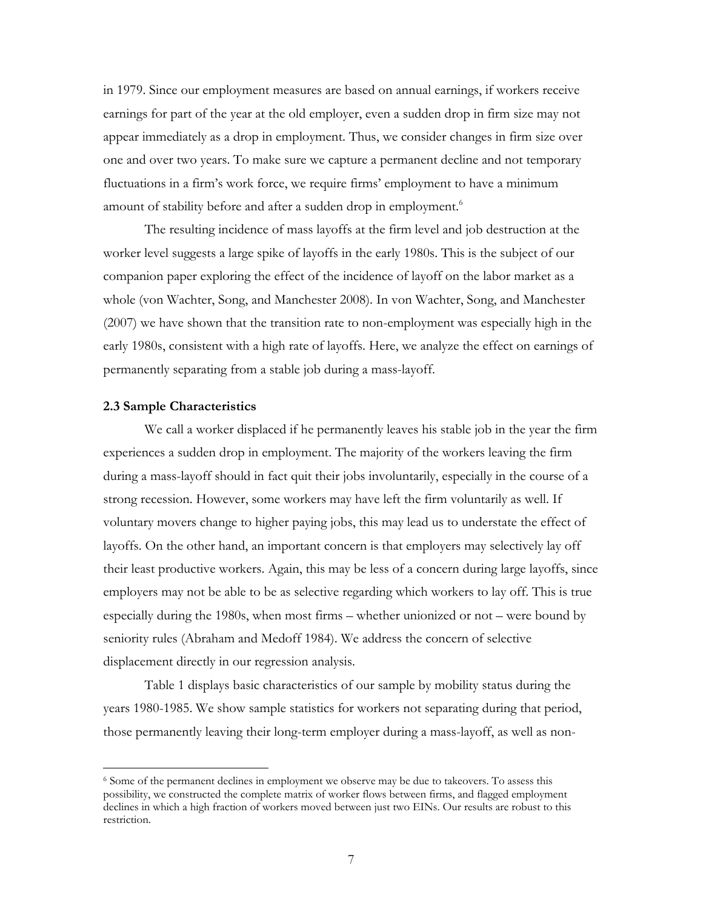in 1979. Since our employment measures are based on annual earnings, if workers receive earnings for part of the year at the old employer, even a sudden drop in firm size may not appear immediately as a drop in employment. Thus, we consider changes in firm size over one and over two years. To make sure we capture a permanent decline and not temporary fluctuations in a firm's work force, we require firms' employment to have a minimum amount of stability before and after a sudden drop in employment.[6]

The resulting incidence of mass layoffs at the firm level and job destruction at the worker level suggests a large spike of layoffs in the early 1980s. This is the subject of our companion paper exploring the effect of the incidence of layoff on the labor market as a whole (von Wachter, Song, and Manchester 2008). In von Wachter, Song, and Manchester (2007) we have shown that the transition rate to non-employment was especially high in the early 1980s, consistent with a high rate of layoffs. Here, we analyze the effect on earnings of permanently separating from a stable job during a mass-layoff.

### 2.3 Sample Characteristics

We call a worker displaced if he permanently leaves his stable job in the year the firm experiences a sudden drop in employment. The majority of the workers leaving the firm during a mass-layoff should in fact quit their jobs involuntarily, especially in the course of a strong recession. However, some workers may have left the firm voluntarily as well. If voluntary movers change to higher paying jobs, this may lead us to understate the effect of layoffs. On the other hand, an important concern is that employers may selectively lay off their least productive workers. Again, this may be less of a concern during large layoffs, since employers may not be able to be as selective regarding which workers to lay off. This is true especially during the 1980s, when most firms – whether unionized or not – were bound by seniority rules (Abraham and Medoff 1984). We address the concern of selective displacement directly in our regression analysis.

Table 1 displays basic characteristics of our sample by mobility status during the years 1980-1985. We show sample statistics for workers not separating during that period, those permanently leaving their long-term employer during a mass-layoff, as well as non-

[6] Some of the permanent declines in employment we observe may be due to takeovers. To assess this possibility, we constructed the complete matrix of worker flows between firms, and flagged employment declines in which a high fraction of workers moved between just two EINs. Our results are robust to this restriction.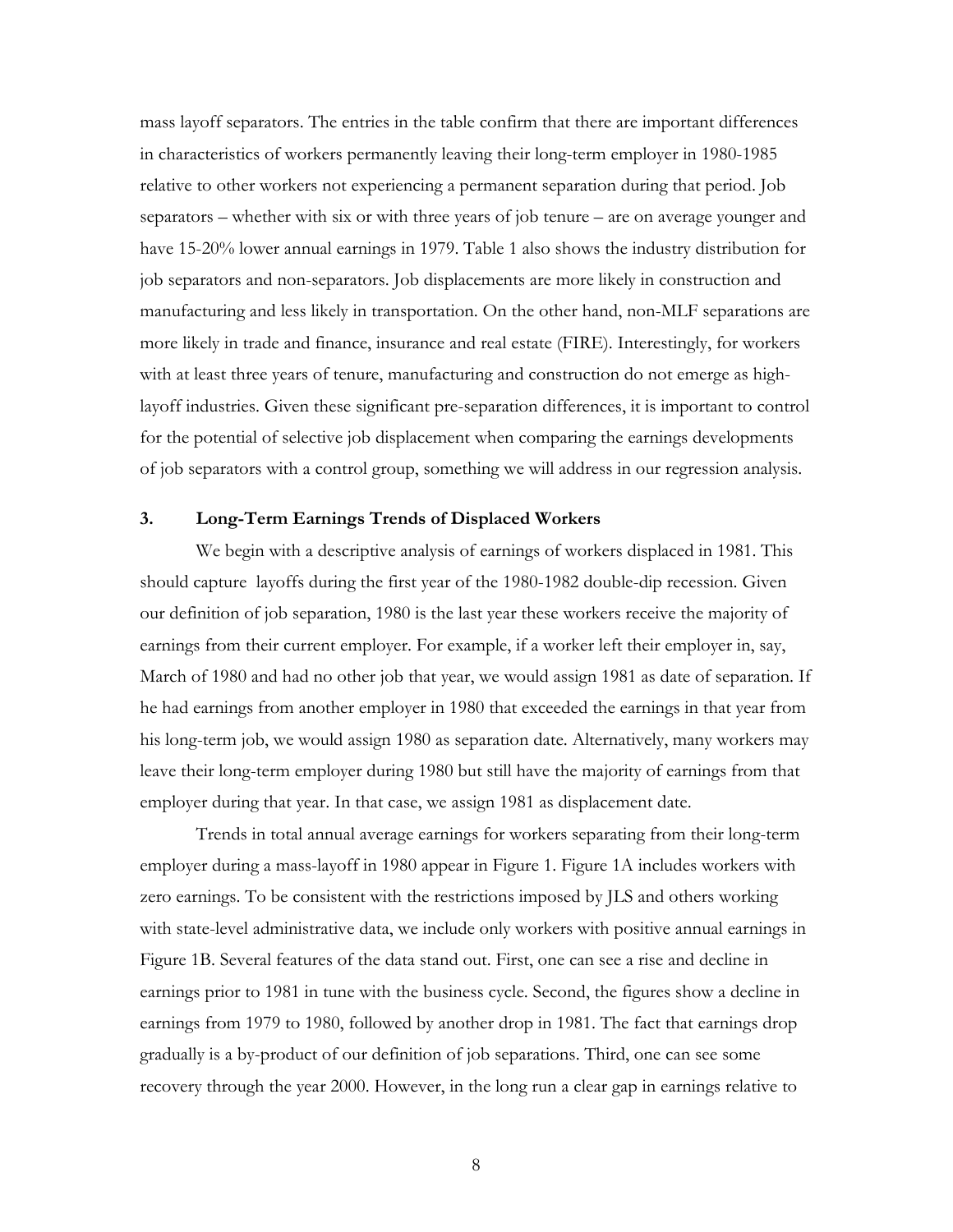mass layoff separators. The entries in the table confirm that there are important differences in characteristics of workers permanently leaving their long-term employer in 1980-1985 relative to other workers not experiencing a permanent separation during that period. Job separators – whether with six or with three years of job tenure – are on average younger and have 15-20% lower annual earnings in 1979. Table 1 also shows the industry distribution for job separators and non-separators. Job displacements are more likely in construction and manufacturing and less likely in transportation. On the other hand, non-MLF separations are more likely in trade and finance, insurance and real estate (FIRE). Interestingly, for workers with at least three years of tenure, manufacturing and construction do not emerge as high-layoff industries. Given these significant pre-separation differences, it is important to control for the potential of selective job displacement when comparing the earnings developments of job separators with a control group, something we will address in our regression analysis.

## 3. Long-Term Earnings Trends of Displaced Workers

We begin with a descriptive analysis of earnings of workers displaced in 1981. This should capture layoffs during the first year of the 1980-1982 double-dip recession. Given our definition of job separation, 1980 is the last year these workers receive the majority of earnings from their current employer. For example, if a worker left their employer in, say, March of 1980 and had no other job that year, we would assign 1981 as date of separation. If he had earnings from another employer in 1980 that exceeded the earnings in that year from his long-term job, we would assign 1980 as separation date. Alternatively, many workers may leave their long-term employer during 1980 but still have the majority of earnings from that employer during that year. In that case, we assign 1981 as displacement date.

Trends in total annual average earnings for workers separating from their long-term employer during a mass-layoff in 1980 appear in Figure 1. Figure 1A includes workers with zero earnings. To be consistent with the restrictions imposed by JLS and others working with state-level administrative data, we include only workers with positive annual earnings in Figure 1B. Several features of the data stand out. First, one can see a rise and decline in earnings prior to 1981 in tune with the business cycle. Second, the figures show a decline in earnings from 1979 to 1980, followed by another drop in 1981. The fact that earnings drop gradually is a by-product of our definition of job separations. Third, one can see some recovery through the year 2000. However, in the long run a clear gap in earnings relative to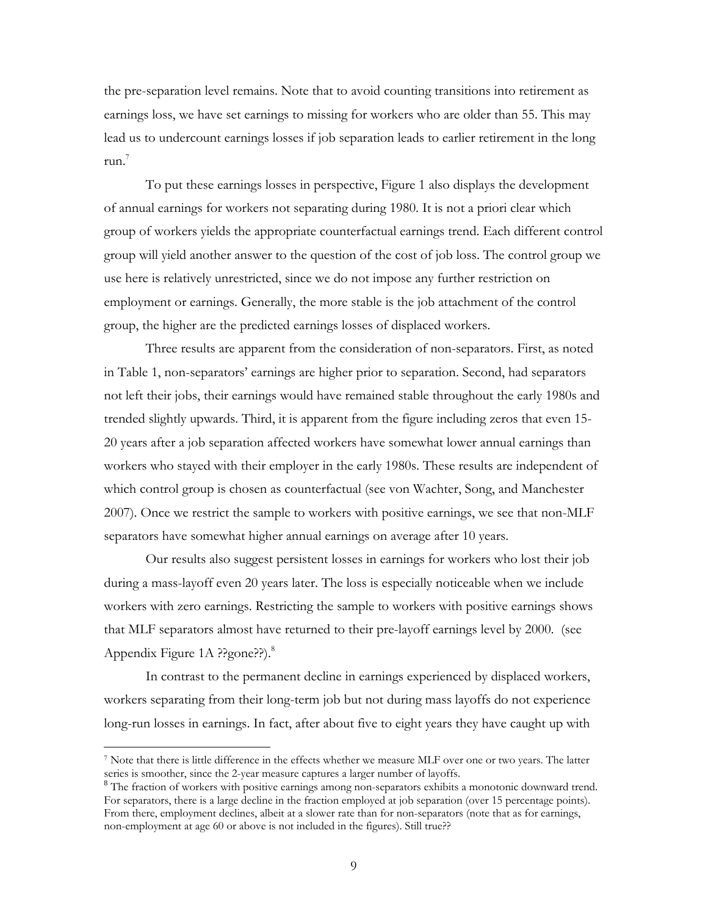the pre-separation level remains. Note that to avoid counting transitions into retirement as earnings loss, we have set earnings to missing for workers who are older than 55. This may lead us to undercount earnings losses if job separation leads to earlier retirement in the long run.[7]

To put these earnings losses in perspective, Figure 1 also displays the development of annual earnings for workers not separating during 1980. It is not a priori clear which group of workers yields the appropriate counterfactual earnings trend. Each different control group will yield another answer to the question of the cost of job loss. The control group we use here is relatively unrestricted, since we do not impose any further restriction on employment or earnings. Generally, the more stable is the job attachment of the control group, the higher are the predicted earnings losses of displaced workers.

Three results are apparent from the consideration of non-separators. First, as noted in Table 1, non-separators' earnings are higher prior to separation. Second, had separators not left their jobs, their earnings would have remained stable throughout the early 1980s and trended slightly upwards. Third, it is apparent from the figure including zeros that even 15-20 years after a job separation affected workers have somewhat lower annual earnings than workers who stayed with their employer in the early 1980s. These results are independent of which control group is chosen as counterfactual (see von Wachter, Song, and Manchester 2007). Once we restrict the sample to workers with positive earnings, we see that non-MLF separators have somewhat higher annual earnings on average after 10 years.

Our results also suggest persistent losses in earnings for workers who lost their job during a mass-layoff even 20 years later. The loss is especially noticeable when we include workers with zero earnings. Restricting the sample to workers with positive earnings shows that MLF separators almost have returned to their pre-layoff earnings level by 2000. (see Appendix Figure 1A ??gone??).[8]

In contrast to the permanent decline in earnings experienced by displaced workers, workers separating from their long-term job but not during mass layoffs do not experience long-run losses in earnings. In fact, after about five to eight years they have caught up with

---

[7] Note that there is little difference in the effects whether we measure MLF over one or two years. The latter series is smoother, since the 2-year measure captures a larger number of layoffs.

[8] The fraction of workers with positive earnings among non-separators exhibits a monotonic downward trend. For separators, there is a large decline in the fraction employed at job separation (over 15 percentage points). From there, employment declines, albeit at a slower rate than for non-separators (note that as for earnings, non-employment at age 60 or above is not included in the figures). Still true??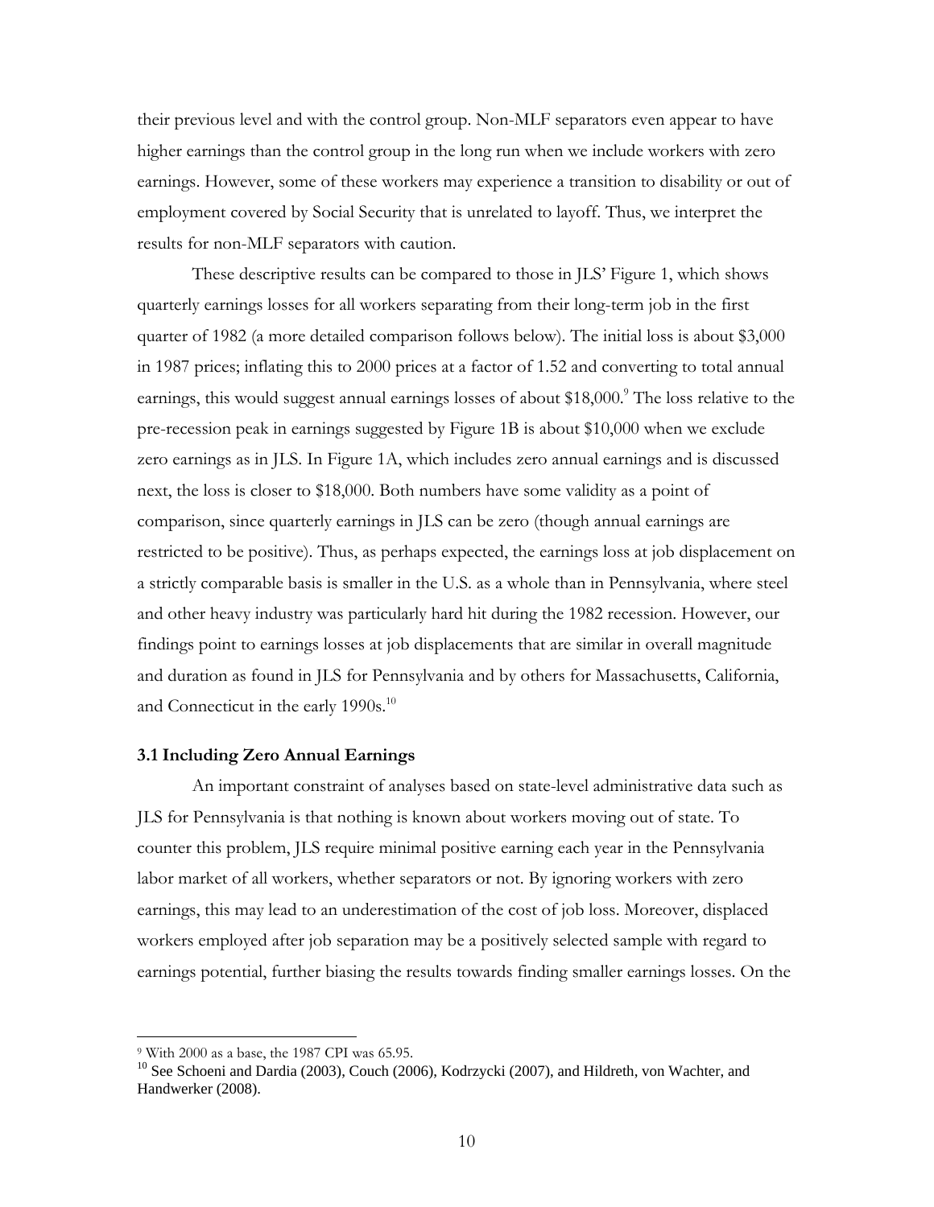their previous level and with the control group. Non-MLF separators even appear to have higher earnings than the control group in the long run when we include workers with zero earnings. However, some of these workers may experience a transition to disability or out of employment covered by Social Security that is unrelated to layoff. Thus, we interpret the results for non-MLF separators with caution.

These descriptive results can be compared to those in JLS' Figure 1, which shows quarterly earnings losses for all workers separating from their long-term job in the first quarter of 1982 (a more detailed comparison follows below). The initial loss is about $3,000 in 1987 prices; inflating this to 2000 prices at a factor of 1.52 and converting to total annual earnings, this would suggest annual earnings losses of about $18,000.[9] The loss relative to the pre-recession peak in earnings suggested by Figure 1B is about $10,000 when we exclude zero earnings as in JLS. In Figure 1A, which includes zero annual earnings and is discussed next, the loss is closer to $18,000. Both numbers have some validity as a point of comparison, since quarterly earnings in JLS can be zero (though annual earnings are restricted to be positive). Thus, as perhaps expected, the earnings loss at job displacement on a strictly comparable basis is smaller in the U.S. as a whole than in Pennsylvania, where steel and other heavy industry was particularly hard hit during the 1982 recession. However, our findings point to earnings losses at job displacements that are similar in overall magnitude and duration as found in JLS for Pennsylvania and by others for Massachusetts, California, and Connecticut in the early 1990s.[10]

### 3.1 Including Zero Annual Earnings

An important constraint of analyses based on state-level administrative data such as JLS for Pennsylvania is that nothing is known about workers moving out of state. To counter this problem, JLS require minimal positive earning each year in the Pennsylvania labor market of all workers, whether separators or not. By ignoring workers with zero earnings, this may lead to an underestimation of the cost of job loss. Moreover, displaced workers employed after job separation may be a positively selected sample with regard to earnings potential, further biasing the results towards finding smaller earnings losses. On the

---

[9] With 2000 as a base, the 1987 CPI was 65.95.

[10] See Schoeni and Dardia (2003), Couch (2006), Kodrzycki (2007), and Hildreth, von Wachter, and Handwerker (2008).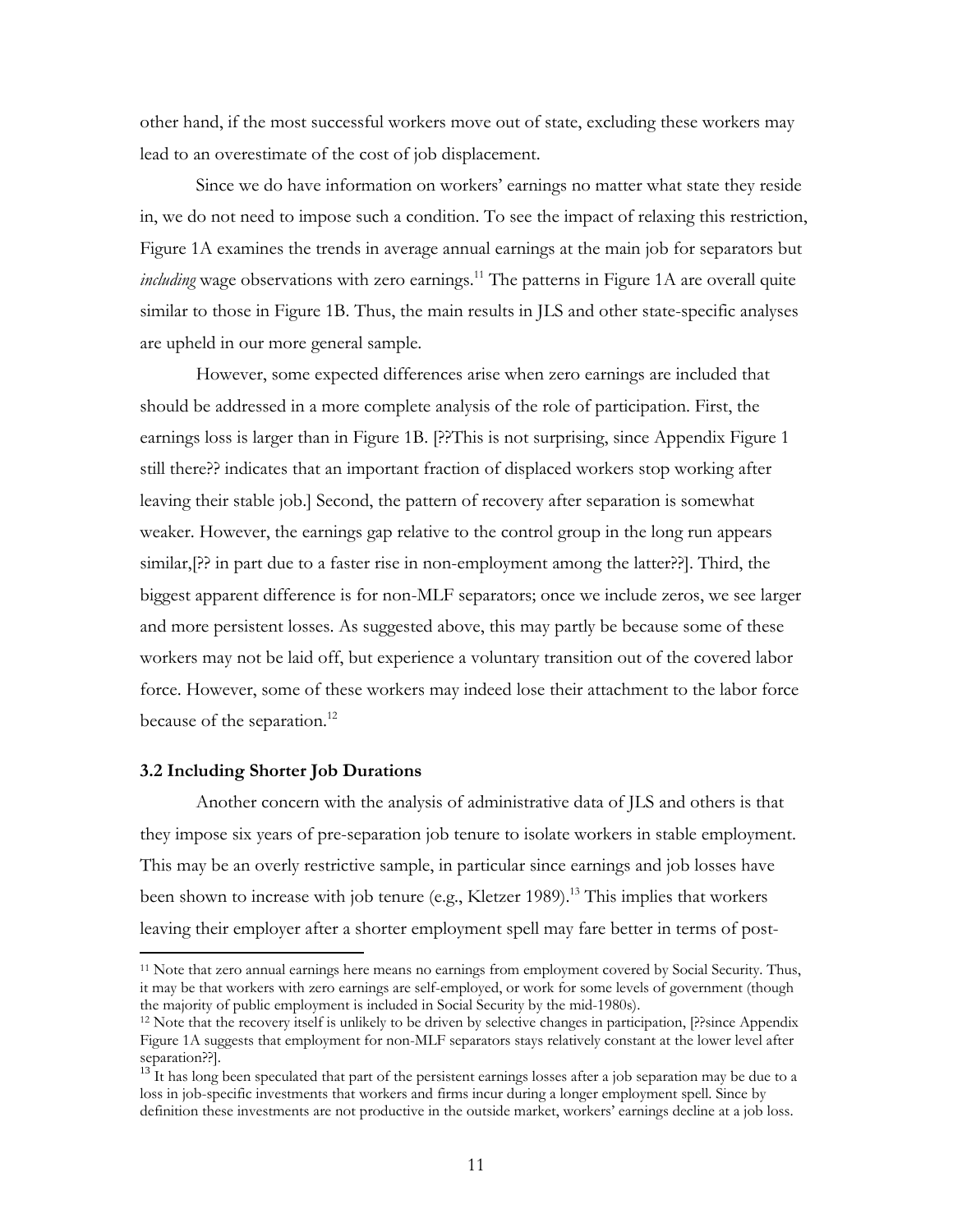other hand, if the most successful workers move out of state, excluding these workers may lead to an overestimate of the cost of job displacement.

Since we do have information on workers' earnings no matter what state they reside in, we do not need to impose such a condition. To see the impact of relaxing this restriction, Figure 1A examines the trends in average annual earnings at the main job for separators but *including* wage observations with zero earnings.[11] The patterns in Figure 1A are overall quite similar to those in Figure 1B. Thus, the main results in JLS and other state-specific analyses are upheld in our more general sample.

However, some expected differences arise when zero earnings are included that should be addressed in a more complete analysis of the role of participation. First, the earnings loss is larger than in Figure 1B. [??This is not surprising, since Appendix Figure 1 still there?? indicates that an important fraction of displaced workers stop working after leaving their stable job.] Second, the pattern of recovery after separation is somewhat weaker. However, the earnings gap relative to the control group in the long run appears similar,[?? in part due to a faster rise in non-employment among the latter??]. Third, the biggest apparent difference is for non-MLF separators; once we include zeros, we see larger and more persistent losses. As suggested above, this may partly be because some of these workers may not be laid off, but experience a voluntary transition out of the covered labor force. However, some of these workers may indeed lose their attachment to the labor force because of the separation.[12]

### 3.2 Including Shorter Job Durations

Another concern with the analysis of administrative data of JLS and others is that they impose six years of pre-separation job tenure to isolate workers in stable employment. This may be an overly restrictive sample, in particular since earnings and job losses have been shown to increase with job tenure (e.g., Kletzer 1989).[13] This implies that workers leaving their employer after a shorter employment spell may fare better in terms of post-

[11] Note that zero annual earnings here means no earnings from employment covered by Social Security. Thus, it may be that workers with zero earnings are self-employed, or work for some levels of government (though the majority of public employment is included in Social Security by the mid-1980s).

[12] Note that the recovery itself is unlikely to be driven by selective changes in participation, [??since Appendix Figure 1A suggests that employment for non-MLF separators stays relatively constant at the lower level after separation??].

[13] It has long been speculated that part of the persistent earnings losses after a job separation may be due to a loss in job-specific investments that workers and firms incur during a longer employment spell. Since by definition these investments are not productive in the outside market, workers' earnings decline at a job loss.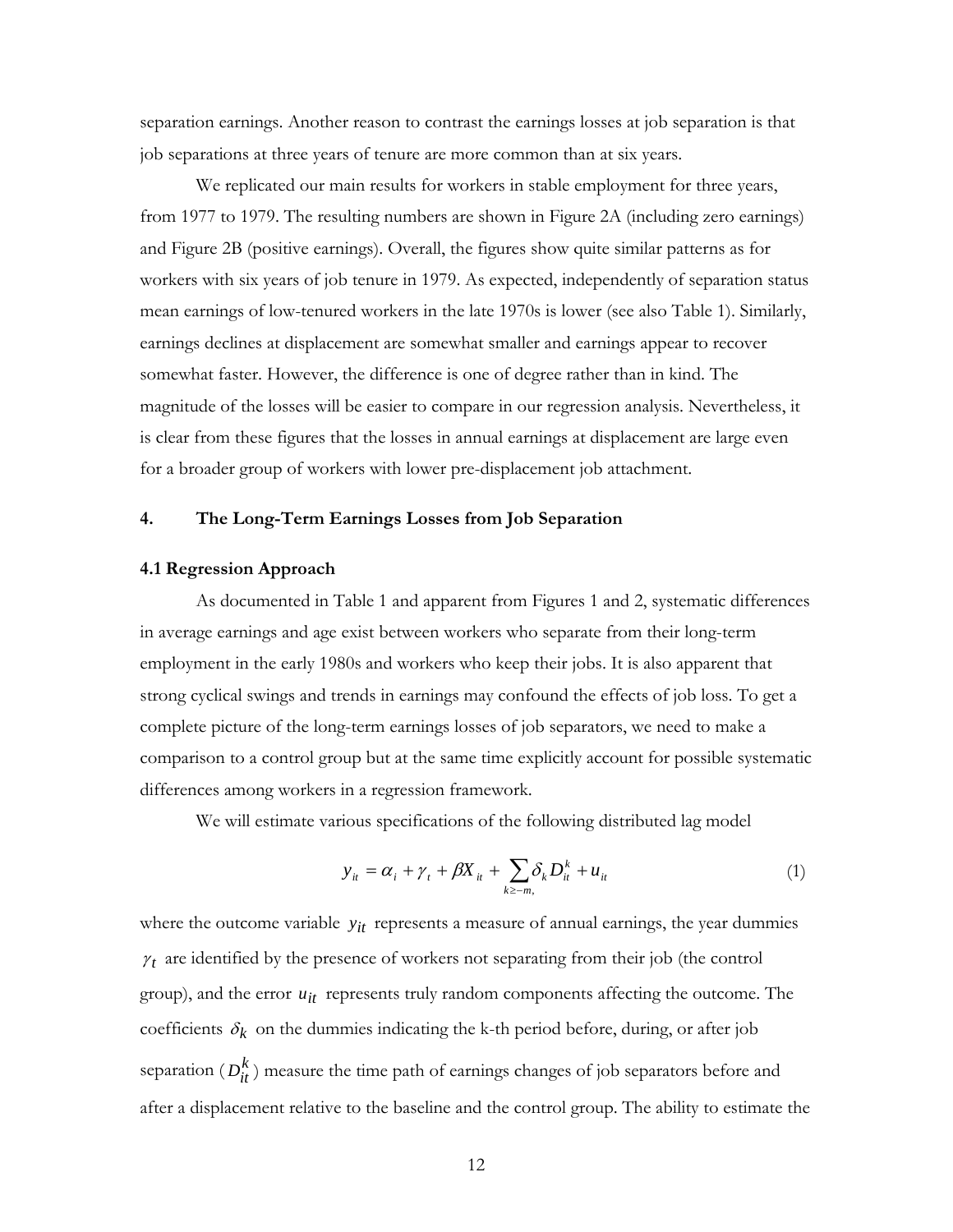separation earnings. Another reason to contrast the earnings losses at job separation is that job separations at three years of tenure are more common than at six years.

We replicated our main results for workers in stable employment for three years, from 1977 to 1979. The resulting numbers are shown in Figure 2A (including zero earnings) and Figure 2B (positive earnings). Overall, the figures show quite similar patterns as for workers with six years of job tenure in 1979. As expected, independently of separation status mean earnings of low-tenured workers in the late 1970s is lower (see also Table 1). Similarly, earnings declines at displacement are somewhat smaller and earnings appear to recover somewhat faster. However, the difference is one of degree rather than in kind. The magnitude of the losses will be easier to compare in our regression analysis. Nevertheless, it is clear from these figures that the losses in annual earnings at displacement are large even for a broader group of workers with lower pre-displacement job attachment.

## 4. The Long-Term Earnings Losses from Job Separation

### 4.1 Regression Approach

As documented in Table 1 and apparent from Figures 1 and 2, systematic differences in average earnings and age exist between workers who separate from their long-term employment in the early 1980s and workers who keep their jobs. It is also apparent that strong cyclical swings and trends in earnings may confound the effects of job loss. To get a complete picture of the long-term earnings losses of job separators, we need to make a comparison to a control group but at the same time explicitly account for possible systematic differences among workers in a regression framework.

We will estimate various specifications of the following distributed lag model

$$y_{it} = \alpha_i + \gamma_t + \beta X_{it} + \sum_{k \geq -m,} \delta_k D_{it}^k + u_{it} \qquad (1)$$

where the outcome variable $y_{it}$ represents a measure of annual earnings, the year dummies $\gamma_t$ are identified by the presence of workers not separating from their job (the control group), and the error $u_{it}$ represents truly random components affecting the outcome. The coefficients $\delta_k$ on the dummies indicating the k-th period before, during, or after job separation ($D_{it}^k$) measure the time path of earnings changes of job separators before and after a displacement relative to the baseline and the control group. The ability to estimate the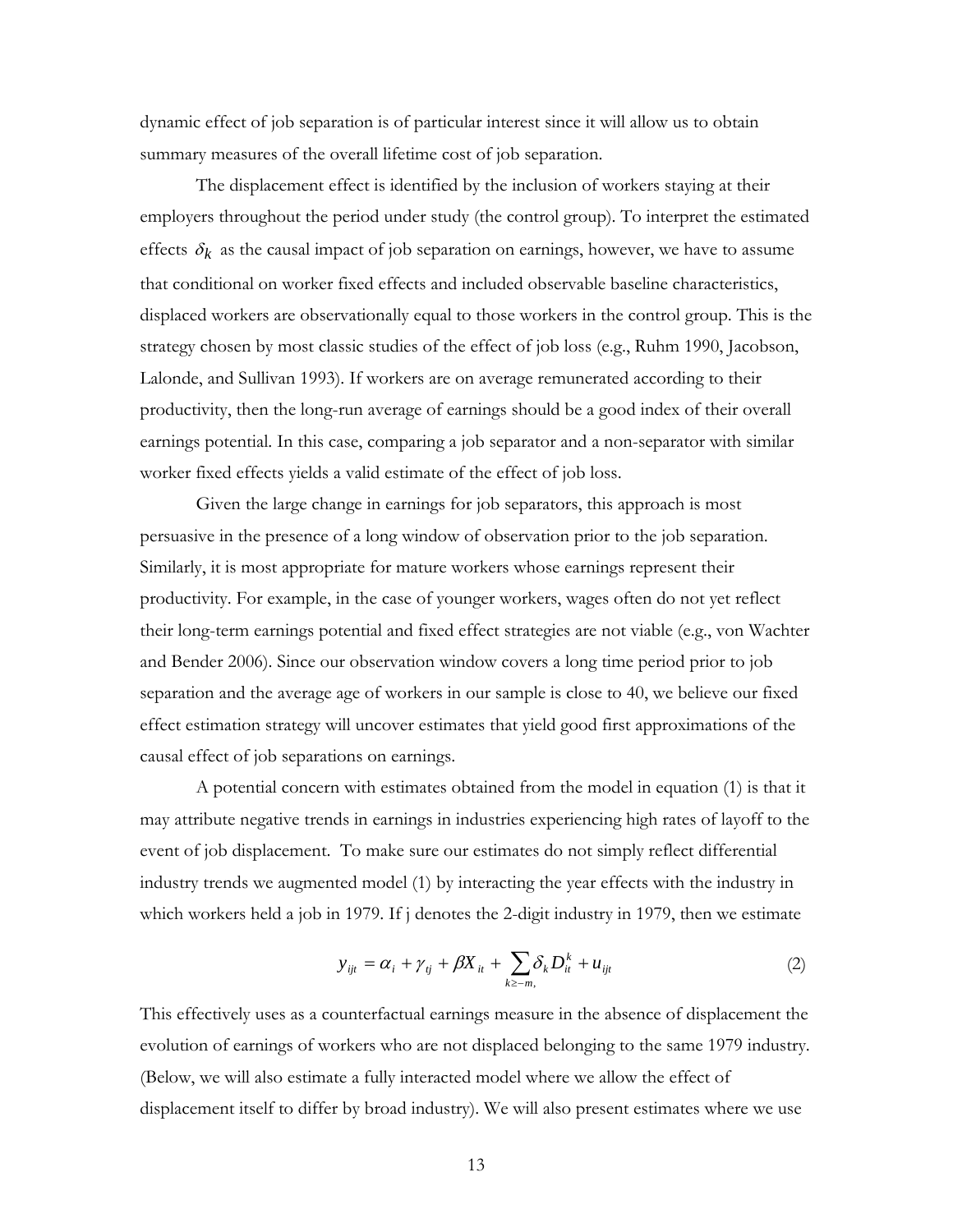dynamic effect of job separation is of particular interest since it will allow us to obtain summary measures of the overall lifetime cost of job separation.

The displacement effect is identified by the inclusion of workers staying at their employers throughout the period under study (the control group). To interpret the estimated effects $\delta_k$ as the causal impact of job separation on earnings, however, we have to assume that conditional on worker fixed effects and included observable baseline characteristics, displaced workers are observationally equal to those workers in the control group. This is the strategy chosen by most classic studies of the effect of job loss (e.g., Ruhm 1990, Jacobson, Lalonde, and Sullivan 1993). If workers are on average remunerated according to their productivity, then the long-run average of earnings should be a good index of their overall earnings potential. In this case, comparing a job separator and a non-separator with similar worker fixed effects yields a valid estimate of the effect of job loss.

Given the large change in earnings for job separators, this approach is most persuasive in the presence of a long window of observation prior to the job separation. Similarly, it is most appropriate for mature workers whose earnings represent their productivity. For example, in the case of younger workers, wages often do not yet reflect their long-term earnings potential and fixed effect strategies are not viable (e.g., von Wachter and Bender 2006). Since our observation window covers a long time period prior to job separation and the average age of workers in our sample is close to 40, we believe our fixed effect estimation strategy will uncover estimates that yield good first approximations of the causal effect of job separations on earnings.

A potential concern with estimates obtained from the model in equation (1) is that it may attribute negative trends in earnings in industries experiencing high rates of layoff to the event of job displacement. To make sure our estimates do not simply reflect differential industry trends we augmented model (1) by interacting the year effects with the industry in which workers held a job in 1979. If j denotes the 2-digit industry in 1979, then we estimate

$$y_{ijt} = \alpha_i + \gamma_{tj} + \beta X_{it} + \sum_{k \geq -m,} \delta_k D_{it}^k + u_{ijt} \qquad (2)$$

This effectively uses as a counterfactual earnings measure in the absence of displacement the evolution of earnings of workers who are not displaced belonging to the same 1979 industry. (Below, we will also estimate a fully interacted model where we allow the effect of displacement itself to differ by broad industry). We will also present estimates where we use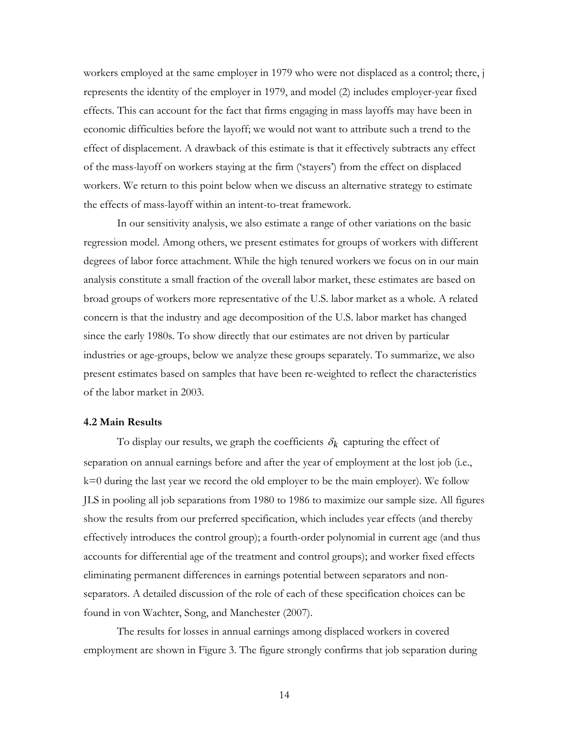workers employed at the same employer in 1979 who were not displaced as a control; there, j represents the identity of the employer in 1979, and model (2) includes employer-year fixed effects. This can account for the fact that firms engaging in mass layoffs may have been in economic difficulties before the layoff; we would not want to attribute such a trend to the effect of displacement. A drawback of this estimate is that it effectively subtracts any effect of the mass-layoff on workers staying at the firm ('stayers') from the effect on displaced workers. We return to this point below when we discuss an alternative strategy to estimate the effects of mass-layoff within an intent-to-treat framework.

In our sensitivity analysis, we also estimate a range of other variations on the basic regression model. Among others, we present estimates for groups of workers with different degrees of labor force attachment. While the high tenured workers we focus on in our main analysis constitute a small fraction of the overall labor market, these estimates are based on broad groups of workers more representative of the U.S. labor market as a whole. A related concern is that the industry and age decomposition of the U.S. labor market has changed since the early 1980s. To show directly that our estimates are not driven by particular industries or age-groups, below we analyze these groups separately. To summarize, we also present estimates based on samples that have been re-weighted to reflect the characteristics of the labor market in 2003.

### 4.2 Main Results

To display our results, we graph the coefficients $\delta_k$ capturing the effect of separation on annual earnings before and after the year of employment at the lost job (i.e., k=0 during the last year we record the old employer to be the main employer). We follow JLS in pooling all job separations from 1980 to 1986 to maximize our sample size. All figures show the results from our preferred specification, which includes year effects (and thereby effectively introduces the control group); a fourth-order polynomial in current age (and thus accounts for differential age of the treatment and control groups); and worker fixed effects eliminating permanent differences in earnings potential between separators and non-separators. A detailed discussion of the role of each of these specification choices can be found in von Wachter, Song, and Manchester (2007).

The results for losses in annual earnings among displaced workers in covered employment are shown in Figure 3. The figure strongly confirms that job separation during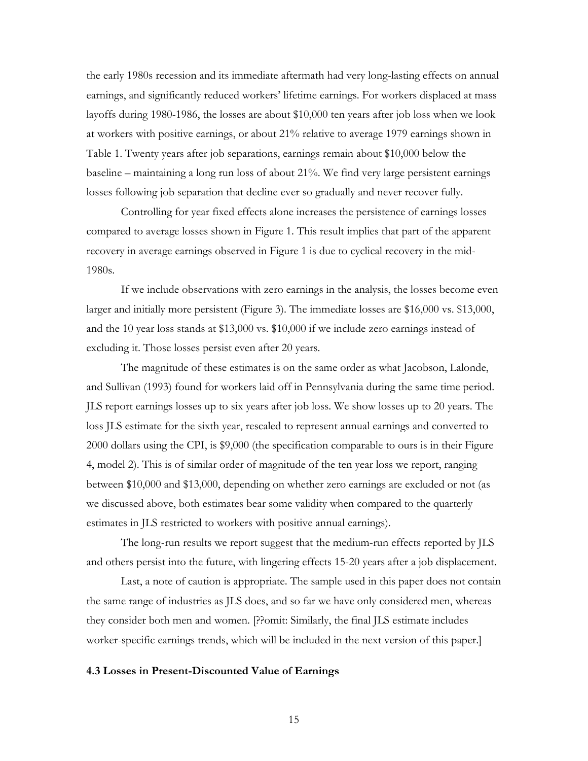the early 1980s recession and its immediate aftermath had very long-lasting effects on annual earnings, and significantly reduced workers' lifetime earnings. For workers displaced at mass layoffs during 1980-1986, the losses are about $10,000 ten years after job loss when we look at workers with positive earnings, or about 21% relative to average 1979 earnings shown in Table 1. Twenty years after job separations, earnings remain about $10,000 below the baseline – maintaining a long run loss of about 21%. We find very large persistent earnings losses following job separation that decline ever so gradually and never recover fully.

Controlling for year fixed effects alone increases the persistence of earnings losses compared to average losses shown in Figure 1. This result implies that part of the apparent recovery in average earnings observed in Figure 1 is due to cyclical recovery in the mid-1980s.

If we include observations with zero earnings in the analysis, the losses become even larger and initially more persistent (Figure 3). The immediate losses are $16,000 vs. $13,000, and the 10 year loss stands at $13,000 vs. $10,000 if we include zero earnings instead of excluding it. Those losses persist even after 20 years.

The magnitude of these estimates is on the same order as what Jacobson, Lalonde, and Sullivan (1993) found for workers laid off in Pennsylvania during the same time period. JLS report earnings losses up to six years after job loss. We show losses up to 20 years. The loss JLS estimate for the sixth year, rescaled to represent annual earnings and converted to 2000 dollars using the CPI, is $9,000 (the specification comparable to ours is in their Figure 4, model 2). This is of similar order of magnitude of the ten year loss we report, ranging between $10,000 and $13,000, depending on whether zero earnings are excluded or not (as we discussed above, both estimates bear some validity when compared to the quarterly estimates in JLS restricted to workers with positive annual earnings).

The long-run results we report suggest that the medium-run effects reported by JLS and others persist into the future, with lingering effects 15-20 years after a job displacement.

Last, a note of caution is appropriate. The sample used in this paper does not contain the same range of industries as JLS does, and so far we have only considered men, whereas they consider both men and women. [??omit: Similarly, the final JLS estimate includes worker-specific earnings trends, which will be included in the next version of this paper.]

### 4.3 Losses in Present-Discounted Value of Earnings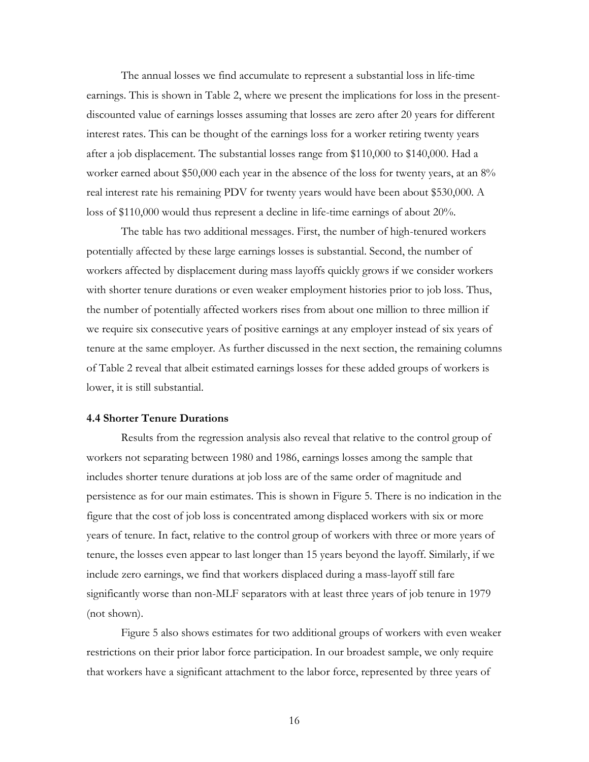The annual losses we find accumulate to represent a substantial loss in life-time earnings. This is shown in Table 2, where we present the implications for loss in the present-discounted value of earnings losses assuming that losses are zero after 20 years for different interest rates. This can be thought of the earnings loss for a worker retiring twenty years after a job displacement. The substantial losses range from $110,000 to $140,000. Had a worker earned about $50,000 each year in the absence of the loss for twenty years, at an 8% real interest rate his remaining PDV for twenty years would have been about $530,000. A loss of $110,000 would thus represent a decline in life-time earnings of about 20%.

The table has two additional messages. First, the number of high-tenured workers potentially affected by these large earnings losses is substantial. Second, the number of workers affected by displacement during mass layoffs quickly grows if we consider workers with shorter tenure durations or even weaker employment histories prior to job loss. Thus, the number of potentially affected workers rises from about one million to three million if we require six consecutive years of positive earnings at any employer instead of six years of tenure at the same employer. As further discussed in the next section, the remaining columns of Table 2 reveal that albeit estimated earnings losses for these added groups of workers is lower, it is still substantial.

### 4.4 Shorter Tenure Durations

Results from the regression analysis also reveal that relative to the control group of workers not separating between 1980 and 1986, earnings losses among the sample that includes shorter tenure durations at job loss are of the same order of magnitude and persistence as for our main estimates. This is shown in Figure 5. There is no indication in the figure that the cost of job loss is concentrated among displaced workers with six or more years of tenure. In fact, relative to the control group of workers with three or more years of tenure, the losses even appear to last longer than 15 years beyond the layoff. Similarly, if we include zero earnings, we find that workers displaced during a mass-layoff still fare significantly worse than non-MLF separators with at least three years of job tenure in 1979 (not shown).

Figure 5 also shows estimates for two additional groups of workers with even weaker restrictions on their prior labor force participation. In our broadest sample, we only require that workers have a significant attachment to the labor force, represented by three years of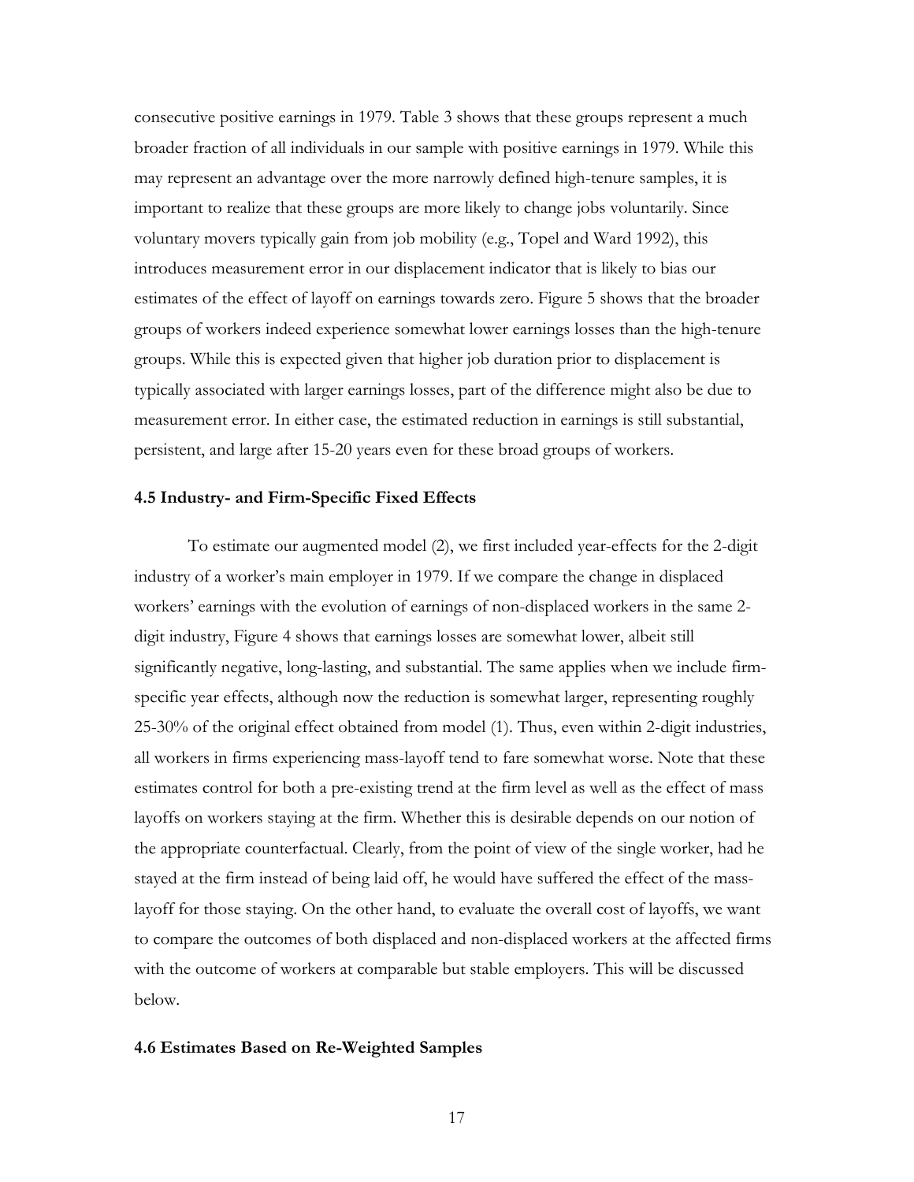consecutive positive earnings in 1979. Table 3 shows that these groups represent a much broader fraction of all individuals in our sample with positive earnings in 1979. While this may represent an advantage over the more narrowly defined high-tenure samples, it is important to realize that these groups are more likely to change jobs voluntarily. Since voluntary movers typically gain from job mobility (e.g., Topel and Ward 1992), this introduces measurement error in our displacement indicator that is likely to bias our estimates of the effect of layoff on earnings towards zero. Figure 5 shows that the broader groups of workers indeed experience somewhat lower earnings losses than the high-tenure groups. While this is expected given that higher job duration prior to displacement is typically associated with larger earnings losses, part of the difference might also be due to measurement error. In either case, the estimated reduction in earnings is still substantial, persistent, and large after 15-20 years even for these broad groups of workers.

### 4.5 Industry- and Firm-Specific Fixed Effects

To estimate our augmented model (2), we first included year-effects for the 2-digit industry of a worker's main employer in 1979. If we compare the change in displaced workers' earnings with the evolution of earnings of non-displaced workers in the same 2-digit industry, Figure 4 shows that earnings losses are somewhat lower, albeit still significantly negative, long-lasting, and substantial. The same applies when we include firm-specific year effects, although now the reduction is somewhat larger, representing roughly 25-30% of the original effect obtained from model (1). Thus, even within 2-digit industries, all workers in firms experiencing mass-layoff tend to fare somewhat worse. Note that these estimates control for both a pre-existing trend at the firm level as well as the effect of mass layoffs on workers staying at the firm. Whether this is desirable depends on our notion of the appropriate counterfactual. Clearly, from the point of view of the single worker, had he stayed at the firm instead of being laid off, he would have suffered the effect of the mass-layoff for those staying. On the other hand, to evaluate the overall cost of layoffs, we want to compare the outcomes of both displaced and non-displaced workers at the affected firms with the outcome of workers at comparable but stable employers. This will be discussed below.

### 4.6 Estimates Based on Re-Weighted Samples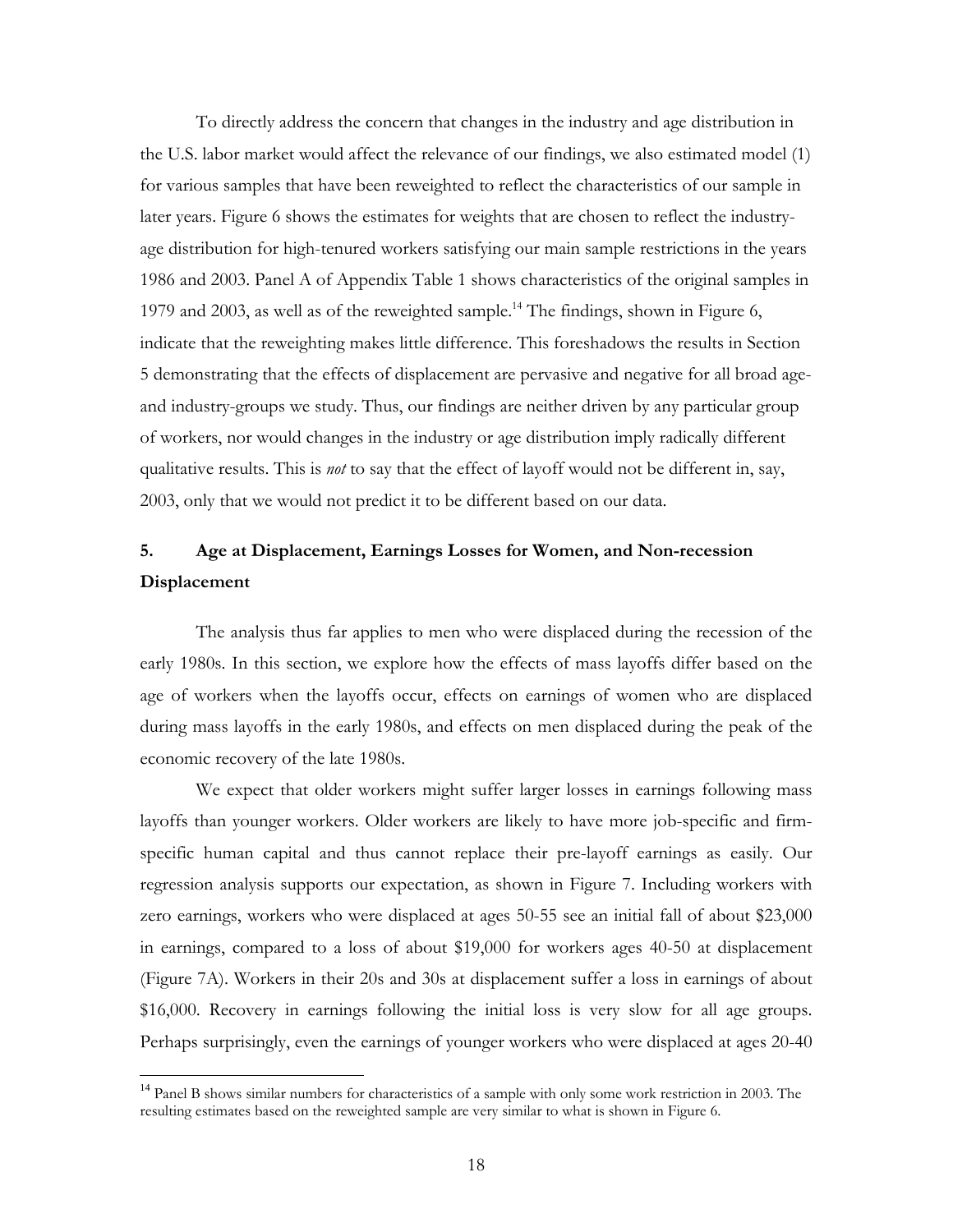To directly address the concern that changes in the industry and age distribution in the U.S. labor market would affect the relevance of our findings, we also estimated model (1) for various samples that have been reweighted to reflect the characteristics of our sample in later years. Figure 6 shows the estimates for weights that are chosen to reflect the industry-age distribution for high-tenured workers satisfying our main sample restrictions in the years 1986 and 2003. Panel A of Appendix Table 1 shows characteristics of the original samples in 1979 and 2003, as well as of the reweighted sample.[14] The findings, shown in Figure 6, indicate that the reweighting makes little difference. This foreshadows the results in Section 5 demonstrating that the effects of displacement are pervasive and negative for all broad age- and industry-groups we study. Thus, our findings are neither driven by any particular group of workers, nor would changes in the industry or age distribution imply radically different qualitative results. This is *not* to say that the effect of layoff would not be different in, say, 2003, only that we would not predict it to be different based on our data.

## 5. Age at Displacement, Earnings Losses for Women, and Non-recession Displacement

The analysis thus far applies to men who were displaced during the recession of the early 1980s. In this section, we explore how the effects of mass layoffs differ based on the age of workers when the layoffs occur, effects on earnings of women who are displaced during mass layoffs in the early 1980s, and effects on men displaced during the peak of the economic recovery of the late 1980s.

We expect that older workers might suffer larger losses in earnings following mass layoffs than younger workers. Older workers are likely to have more job-specific and firm-specific human capital and thus cannot replace their pre-layoff earnings as easily. Our regression analysis supports our expectation, as shown in Figure 7. Including workers with zero earnings, workers who were displaced at ages 50-55 see an initial fall of about \$23,000 in earnings, compared to a loss of about \$19,000 for workers ages 40-50 at displacement (Figure 7A). Workers in their 20s and 30s at displacement suffer a loss in earnings of about \$16,000. Recovery in earnings following the initial loss is very slow for all age groups. Perhaps surprisingly, even the earnings of younger workers who were displaced at ages 20-40

[14] Panel B shows similar numbers for characteristics of a sample with only some work restriction in 2003. The resulting estimates based on the reweighted sample are very similar to what is shown in Figure 6.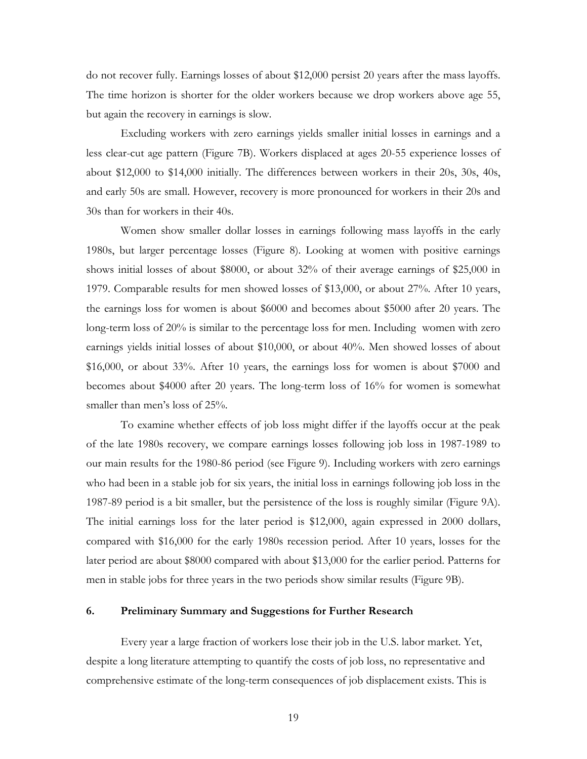do not recover fully. Earnings losses of about $12,000 persist 20 years after the mass layoffs. The time horizon is shorter for the older workers because we drop workers above age 55, but again the recovery in earnings is slow.

Excluding workers with zero earnings yields smaller initial losses in earnings and a less clear-cut age pattern (Figure 7B). Workers displaced at ages 20-55 experience losses of about $12,000 to $14,000 initially. The differences between workers in their 20s, 30s, 40s, and early 50s are small. However, recovery is more pronounced for workers in their 20s and 30s than for workers in their 40s.

Women show smaller dollar losses in earnings following mass layoffs in the early 1980s, but larger percentage losses (Figure 8). Looking at women with positive earnings shows initial losses of about $8000, or about 32% of their average earnings of $25,000 in 1979. Comparable results for men showed losses of $13,000, or about 27%. After 10 years, the earnings loss for women is about $6000 and becomes about $5000 after 20 years. The long-term loss of 20% is similar to the percentage loss for men. Including women with zero earnings yields initial losses of about $10,000, or about 40%. Men showed losses of about $16,000, or about 33%. After 10 years, the earnings loss for women is about $7000 and becomes about $4000 after 20 years. The long-term loss of 16% for women is somewhat smaller than men's loss of 25%.

To examine whether effects of job loss might differ if the layoffs occur at the peak of the late 1980s recovery, we compare earnings losses following job loss in 1987-1989 to our main results for the 1980-86 period (see Figure 9). Including workers with zero earnings who had been in a stable job for six years, the initial loss in earnings following job loss in the 1987-89 period is a bit smaller, but the persistence of the loss is roughly similar (Figure 9A). The initial earnings loss for the later period is $12,000, again expressed in 2000 dollars, compared with $16,000 for the early 1980s recession period. After 10 years, losses for the later period are about $8000 compared with about $13,000 for the earlier period. Patterns for men in stable jobs for three years in the two periods show similar results (Figure 9B).

## 6. Preliminary Summary and Suggestions for Further Research

Every year a large fraction of workers lose their job in the U.S. labor market. Yet, despite a long literature attempting to quantify the costs of job loss, no representative and comprehensive estimate of the long-term consequences of job displacement exists. This is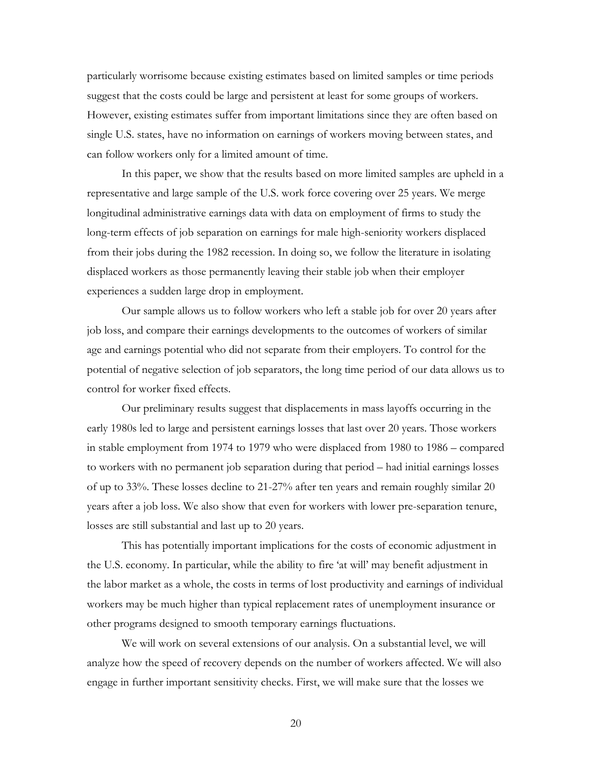particularly worrisome because existing estimates based on limited samples or time periods suggest that the costs could be large and persistent at least for some groups of workers. However, existing estimates suffer from important limitations since they are often based on single U.S. states, have no information on earnings of workers moving between states, and can follow workers only for a limited amount of time.

In this paper, we show that the results based on more limited samples are upheld in a representative and large sample of the U.S. work force covering over 25 years. We merge longitudinal administrative earnings data with data on employment of firms to study the long-term effects of job separation on earnings for male high-seniority workers displaced from their jobs during the 1982 recession. In doing so, we follow the literature in isolating displaced workers as those permanently leaving their stable job when their employer experiences a sudden large drop in employment.

Our sample allows us to follow workers who left a stable job for over 20 years after job loss, and compare their earnings developments to the outcomes of workers of similar age and earnings potential who did not separate from their employers. To control for the potential of negative selection of job separators, the long time period of our data allows us to control for worker fixed effects.

Our preliminary results suggest that displacements in mass layoffs occurring in the early 1980s led to large and persistent earnings losses that last over 20 years. Those workers in stable employment from 1974 to 1979 who were displaced from 1980 to 1986 – compared to workers with no permanent job separation during that period – had initial earnings losses of up to 33%. These losses decline to 21-27% after ten years and remain roughly similar 20 years after a job loss. We also show that even for workers with lower pre-separation tenure, losses are still substantial and last up to 20 years.

This has potentially important implications for the costs of economic adjustment in the U.S. economy. In particular, while the ability to fire 'at will' may benefit adjustment in the labor market as a whole, the costs in terms of lost productivity and earnings of individual workers may be much higher than typical replacement rates of unemployment insurance or other programs designed to smooth temporary earnings fluctuations.

We will work on several extensions of our analysis. On a substantial level, we will analyze how the speed of recovery depends on the number of workers affected. We will also engage in further important sensitivity checks. First, we will make sure that the losses we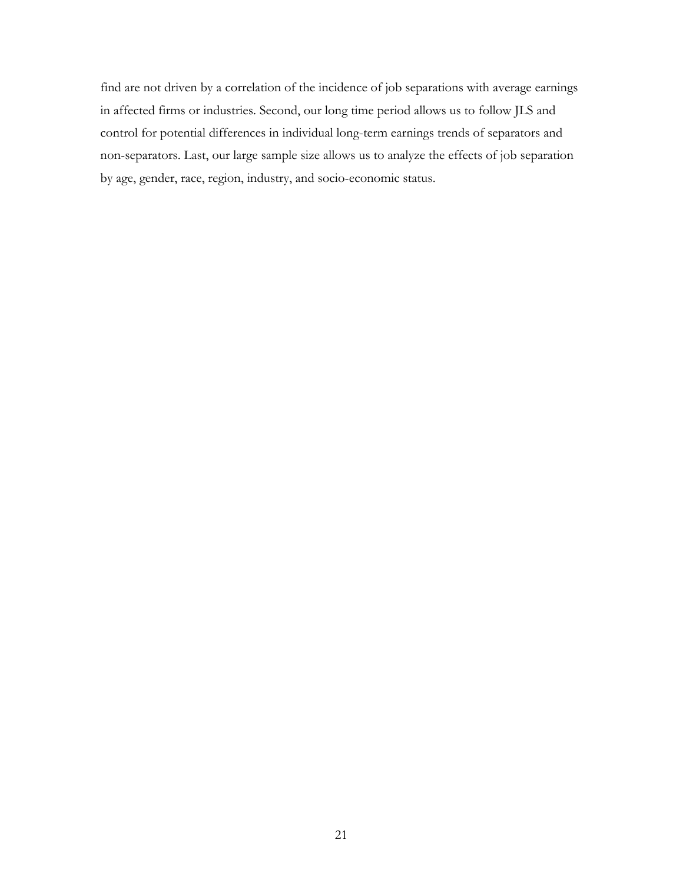find are not driven by a correlation of the incidence of job separations with average earnings in affected firms or industries. Second, our long time period allows us to follow JLS and control for potential differences in individual long-term earnings trends of separators and non-separators. Last, our large sample size allows us to analyze the effects of job separation by age, gender, race, region, industry, and socio-economic status.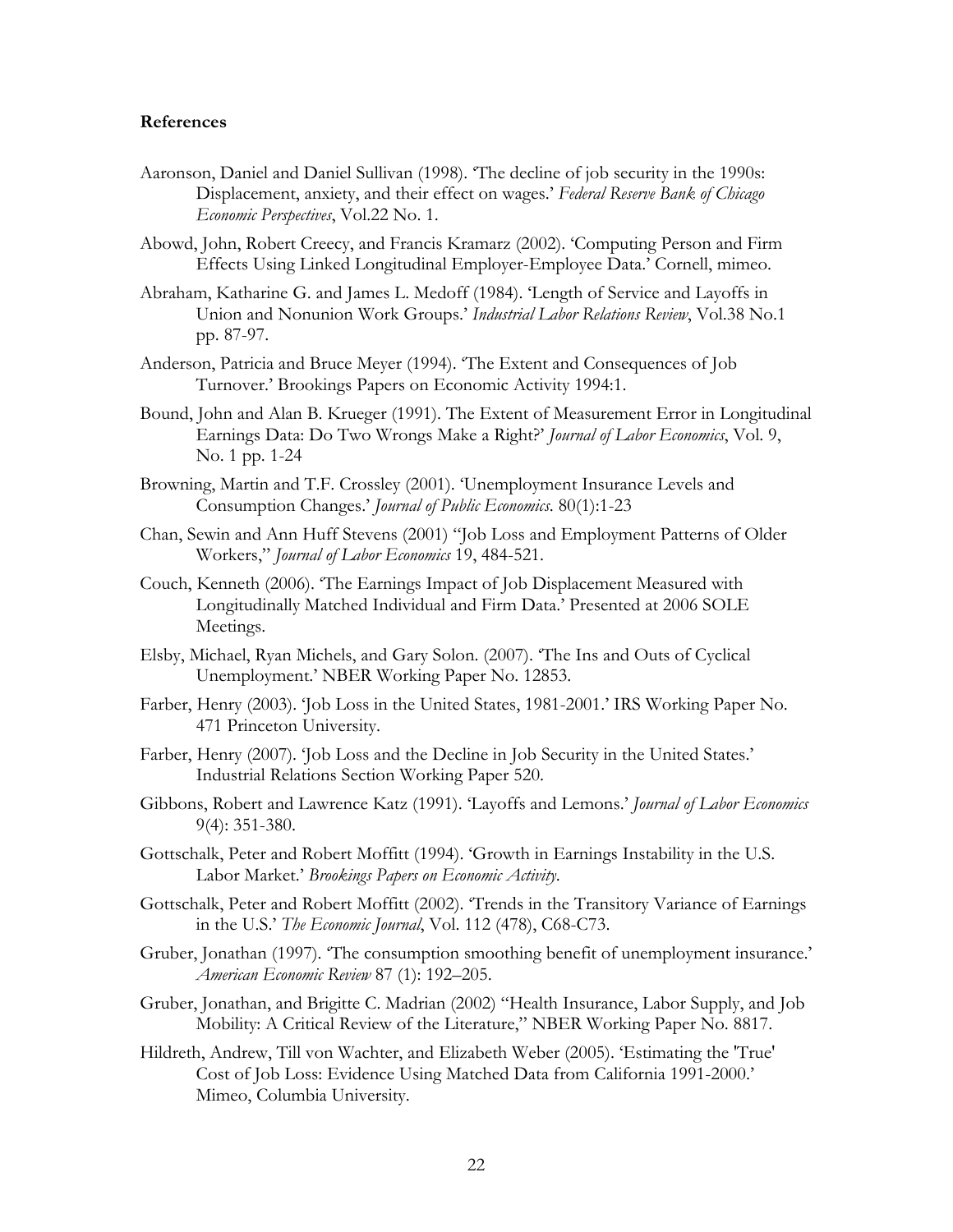**References**

Aaronson, Daniel and Daniel Sullivan (1998). 'The decline of job security in the 1990s: Displacement, anxiety, and their effect on wages.' *Federal Reserve Bank of Chicago Economic Perspectives*, Vol.22 No. 1.

Abowd, John, Robert Creecy, and Francis Kramarz (2002). 'Computing Person and Firm Effects Using Linked Longitudinal Employer-Employee Data.' Cornell, mimeo.

Abraham, Katharine G. and James L. Medoff (1984). 'Length of Service and Layoffs in Union and Nonunion Work Groups.' *Industrial Labor Relations Review*, Vol.38 No.1 pp. 87-97.

Anderson, Patricia and Bruce Meyer (1994). 'The Extent and Consequences of Job Turnover.' Brookings Papers on Economic Activity 1994:1.

Bound, John and Alan B. Krueger (1991). The Extent of Measurement Error in Longitudinal Earnings Data: Do Two Wrongs Make a Right?' *Journal of Labor Economics*, Vol. 9, No. 1 pp. 1-24

Browning, Martin and T.F. Crossley (2001). 'Unemployment Insurance Levels and Consumption Changes.' *Journal of Public Economics.* 80(1):1-23

Chan, Sewin and Ann Huff Stevens (2001) "Job Loss and Employment Patterns of Older Workers," *Journal of Labor Economics* 19, 484-521.

Couch, Kenneth (2006). 'The Earnings Impact of Job Displacement Measured with Longitudinally Matched Individual and Firm Data.' Presented at 2006 SOLE Meetings.

Elsby, Michael, Ryan Michels, and Gary Solon. (2007). 'The Ins and Outs of Cyclical Unemployment.' NBER Working Paper No. 12853.

Farber, Henry (2003). 'Job Loss in the United States, 1981-2001.' IRS Working Paper No. 471 Princeton University.

Farber, Henry (2007). 'Job Loss and the Decline in Job Security in the United States.' Industrial Relations Section Working Paper 520.

Gibbons, Robert and Lawrence Katz (1991). 'Layoffs and Lemons.' *Journal of Labor Economics* 9(4): 351-380.

Gottschalk, Peter and Robert Moffitt (1994). 'Growth in Earnings Instability in the U.S. Labor Market.' *Brookings Papers on Economic Activity.*

Gottschalk, Peter and Robert Moffitt (2002). 'Trends in the Transitory Variance of Earnings in the U.S.' *The Economic Journal*, Vol. 112 (478), C68-C73.

Gruber, Jonathan (1997). 'The consumption smoothing benefit of unemployment insurance.' *American Economic Review* 87 (1): 192–205.

Gruber, Jonathan, and Brigitte C. Madrian (2002) "Health Insurance, Labor Supply, and Job Mobility: A Critical Review of the Literature," NBER Working Paper No. 8817.

Hildreth, Andrew, Till von Wachter, and Elizabeth Weber (2005). 'Estimating the 'True' Cost of Job Loss: Evidence Using Matched Data from California 1991-2000.' Mimeo, Columbia University.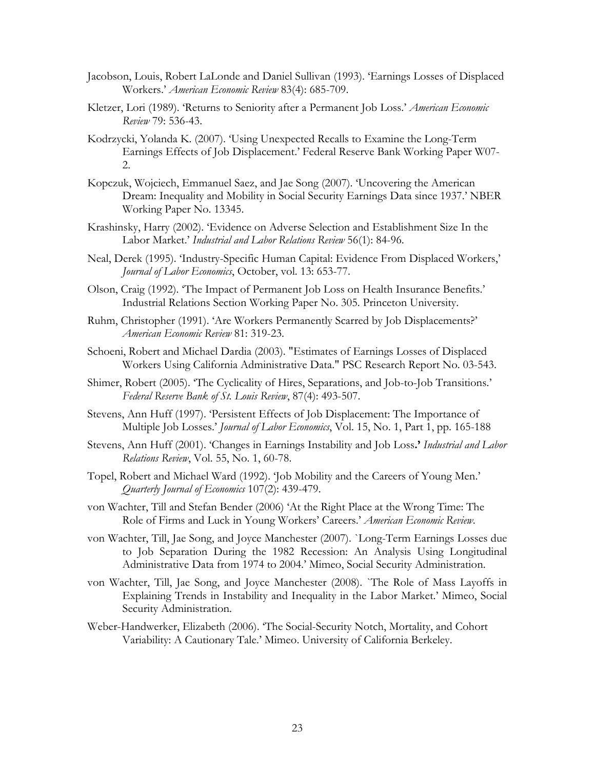Jacobson, Louis, Robert LaLonde and Daniel Sullivan (1993). 'Earnings Losses of Displaced Workers.' *American Economic Review* 83(4): 685-709.

Kletzer, Lori (1989). 'Returns to Seniority after a Permanent Job Loss.' *American Economic Review* 79: 536-43.

Kodrzycki, Yolanda K. (2007). 'Using Unexpected Recalls to Examine the Long-Term Earnings Effects of Job Displacement.' Federal Reserve Bank Working Paper W07-2.

Kopczuk, Wojciech, Emmanuel Saez, and Jae Song (2007). 'Uncovering the American Dream: Inequality and Mobility in Social Security Earnings Data since 1937.' NBER Working Paper No. 13345.

Krashinsky, Harry (2002). 'Evidence on Adverse Selection and Establishment Size In the Labor Market.' *Industrial and Labor Relations Review* 56(1): 84-96.

Neal, Derek (1995). 'Industry-Specific Human Capital: Evidence From Displaced Workers,' *Journal of Labor Economics*, October, vol. 13: 653-77.

Olson, Craig (1992). 'The Impact of Permanent Job Loss on Health Insurance Benefits.' Industrial Relations Section Working Paper No. 305. Princeton University.

Ruhm, Christopher (1991). 'Are Workers Permanently Scarred by Job Displacements?' *American Economic Review* 81: 319-23.

Schoeni, Robert and Michael Dardia (2003). "Estimates of Earnings Losses of Displaced Workers Using California Administrative Data." PSC Research Report No. 03-543.

Shimer, Robert (2005). 'The Cyclicality of Hires, Separations, and Job-to-Job Transitions.' *Federal Reserve Bank of St. Louis Review*, 87(4): 493-507.

Stevens, Ann Huff (1997). 'Persistent Effects of Job Displacement: The Importance of Multiple Job Losses.' *Journal of Labor Economics*, Vol. 15, No. 1, Part 1, pp. 165-188

Stevens, Ann Huff (2001). 'Changes in Earnings Instability and Job Loss**.'** *Industrial and Labor Relations Review*, Vol. 55, No. 1, 60-78.

Topel, Robert and Michael Ward (1992). 'Job Mobility and the Careers of Young Men.' *Quarterly Journal of Economics* 107(2): 439-479.

von Wachter, Till and Stefan Bender (2006) 'At the Right Place at the Wrong Time: The Role of Firms and Luck in Young Workers' Careers.' *American Economic Review*.

von Wachter, Till, Jae Song, and Joyce Manchester (2007). `Long-Term Earnings Losses due to Job Separation During the 1982 Recession: An Analysis Using Longitudinal Administrative Data from 1974 to 2004.' Mimeo, Social Security Administration.

von Wachter, Till, Jae Song, and Joyce Manchester (2008). `The Role of Mass Layoffs in Explaining Trends in Instability and Inequality in the Labor Market.' Mimeo, Social Security Administration.

Weber-Handwerker, Elizabeth (2006). 'The Social-Security Notch, Mortality, and Cohort Variability: A Cautionary Tale.' Mimeo. University of California Berkeley.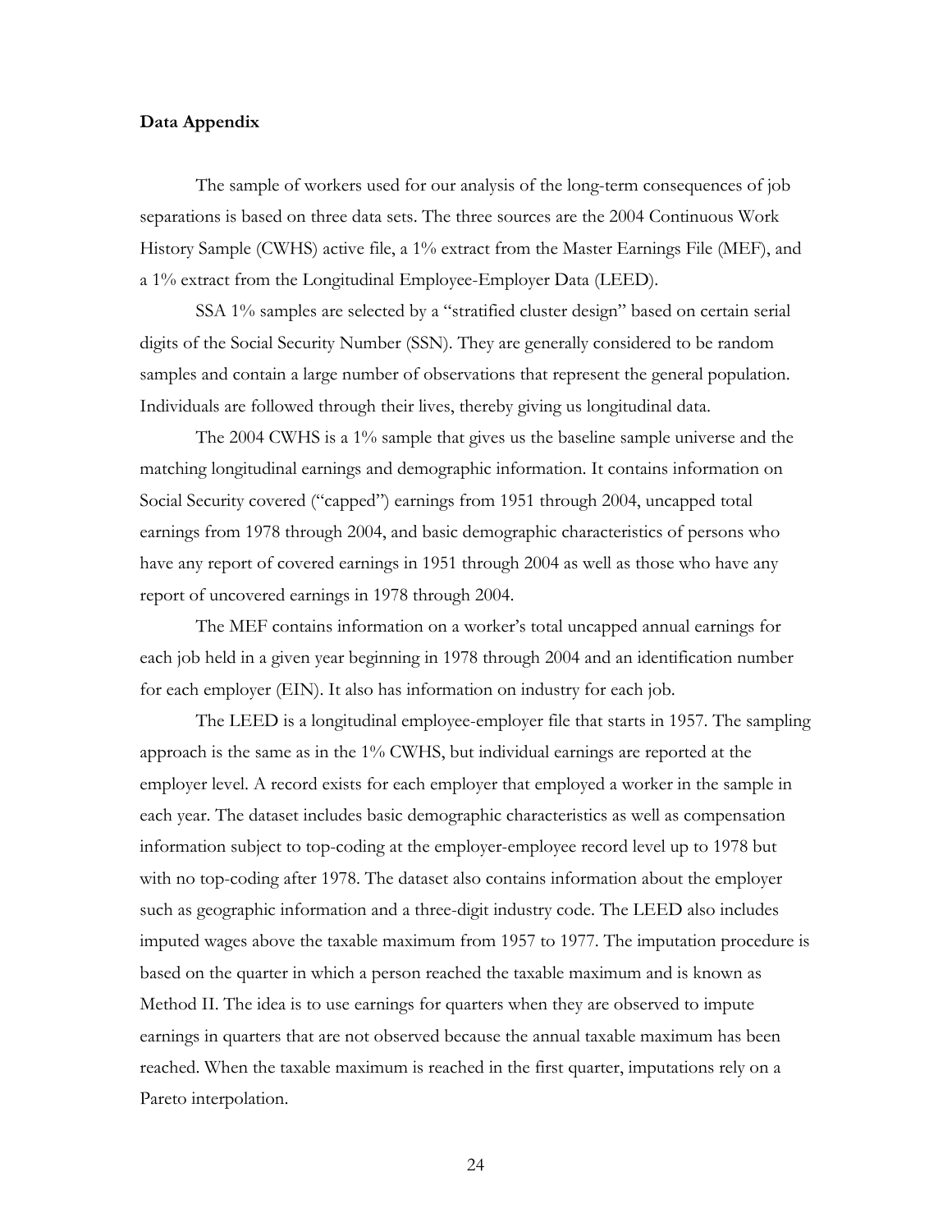**Data Appendix**

The sample of workers used for our analysis of the long-term consequences of job separations is based on three data sets. The three sources are the 2004 Continuous Work History Sample (CWHS) active file, a 1% extract from the Master Earnings File (MEF), and a 1% extract from the Longitudinal Employee-Employer Data (LEED).

SSA 1% samples are selected by a "stratified cluster design" based on certain serial digits of the Social Security Number (SSN). They are generally considered to be random samples and contain a large number of observations that represent the general population. Individuals are followed through their lives, thereby giving us longitudinal data.

The 2004 CWHS is a 1% sample that gives us the baseline sample universe and the matching longitudinal earnings and demographic information. It contains information on Social Security covered ("capped") earnings from 1951 through 2004, uncapped total earnings from 1978 through 2004, and basic demographic characteristics of persons who have any report of covered earnings in 1951 through 2004 as well as those who have any report of uncovered earnings in 1978 through 2004.

The MEF contains information on a worker's total uncapped annual earnings for each job held in a given year beginning in 1978 through 2004 and an identification number for each employer (EIN). It also has information on industry for each job.

The LEED is a longitudinal employee-employer file that starts in 1957. The sampling approach is the same as in the 1% CWHS, but individual earnings are reported at the employer level. A record exists for each employer that employed a worker in the sample in each year. The dataset includes basic demographic characteristics as well as compensation information subject to top-coding at the employer-employee record level up to 1978 but with no top-coding after 1978. The dataset also contains information about the employer such as geographic information and a three-digit industry code. The LEED also includes imputed wages above the taxable maximum from 1957 to 1977. The imputation procedure is based on the quarter in which a person reached the taxable maximum and is known as Method II. The idea is to use earnings for quarters when they are observed to impute earnings in quarters that are not observed because the annual taxable maximum has been reached. When the taxable maximum is reached in the first quarter, imputations rely on a Pareto interpolation.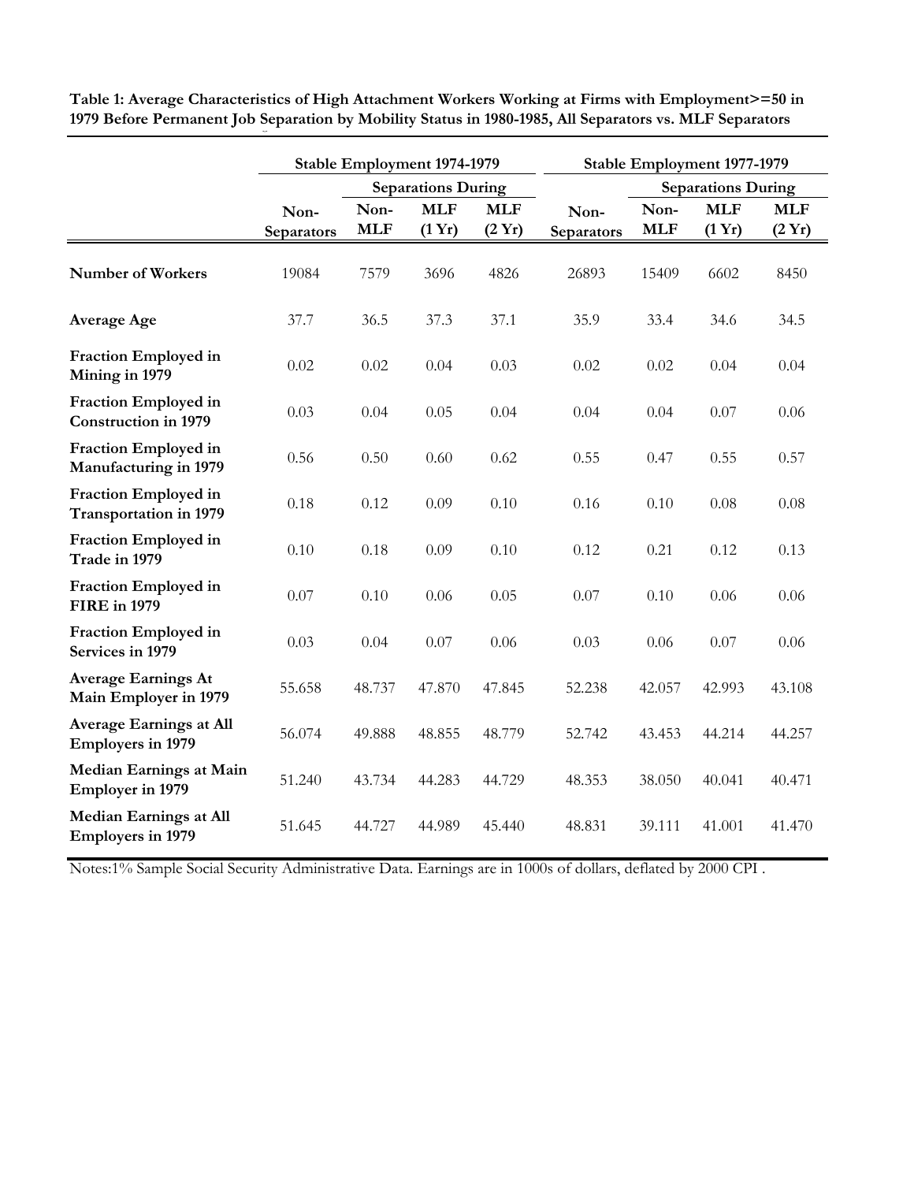**Table 1: Average Characteristics of High Attachment Workers Working at Firms with Employment>=50 in 1979 Before Permanent Job Separation by Mobility Status in 1980-1985, All Separators vs. MLF Separators**

| | Stable Employment 1974-1979 | | | | Stable Employment 1977-1979 | | | |
|---|---|---|---|---|---|---|---|---|
| | | Separations During | | | | Separations During | | |
| | Non-Separators | Non-MLF | MLF (1 Yr) | MLF (2 Yr) | Non-Separators | Non-MLF | MLF (1 Yr) | MLF (2 Yr) |
| **Number of Workers** | 19084 | 7579 | 3696 | 4826 | 26893 | 15409 | 6602 | 8450 |
| **Average Age** | 37.7 | 36.5 | 37.3 | 37.1 | 35.9 | 33.4 | 34.6 | 34.5 |
| **Fraction Employed in Mining in 1979** | 0.02 | 0.02 | 0.04 | 0.03 | 0.02 | 0.02 | 0.04 | 0.04 |
| **Fraction Employed in Construction in 1979** | 0.03 | 0.04 | 0.05 | 0.04 | 0.04 | 0.04 | 0.07 | 0.06 |
| **Fraction Employed in Manufacturing in 1979** | 0.56 | 0.50 | 0.60 | 0.62 | 0.55 | 0.47 | 0.55 | 0.57 |
| **Fraction Employed in Transportation in 1979** | 0.18 | 0.12 | 0.09 | 0.10 | 0.16 | 0.10 | 0.08 | 0.08 |
| **Fraction Employed in Trade in 1979** | 0.10 | 0.18 | 0.09 | 0.10 | 0.12 | 0.21 | 0.12 | 0.13 |
| **Fraction Employed in FIRE in 1979** | 0.07 | 0.10 | 0.06 | 0.05 | 0.07 | 0.10 | 0.06 | 0.06 |
| **Fraction Employed in Services in 1979** | 0.03 | 0.04 | 0.07 | 0.06 | 0.03 | 0.06 | 0.07 | 0.06 |
| **Average Earnings At Main Employer in 1979** | 55.658 | 48.737 | 47.870 | 47.845 | 52.238 | 42.057 | 42.993 | 43.108 |
| **Average Earnings at All Employers in 1979** | 56.074 | 49.888 | 48.855 | 48.779 | 52.742 | 43.453 | 44.214 | 44.257 |
| **Median Earnings at Main Employer in 1979** | 51.240 | 43.734 | 44.283 | 44.729 | 48.353 | 38.050 | 40.041 | 40.471 |
| **Median Earnings at All Employers in 1979** | 51.645 | 44.727 | 44.989 | 45.440 | 48.831 | 39.111 | 41.001 | 41.470 |

Notes:1% Sample Social Security Administrative Data. Earnings are in 1000s of dollars, deflated by 2000 CPI .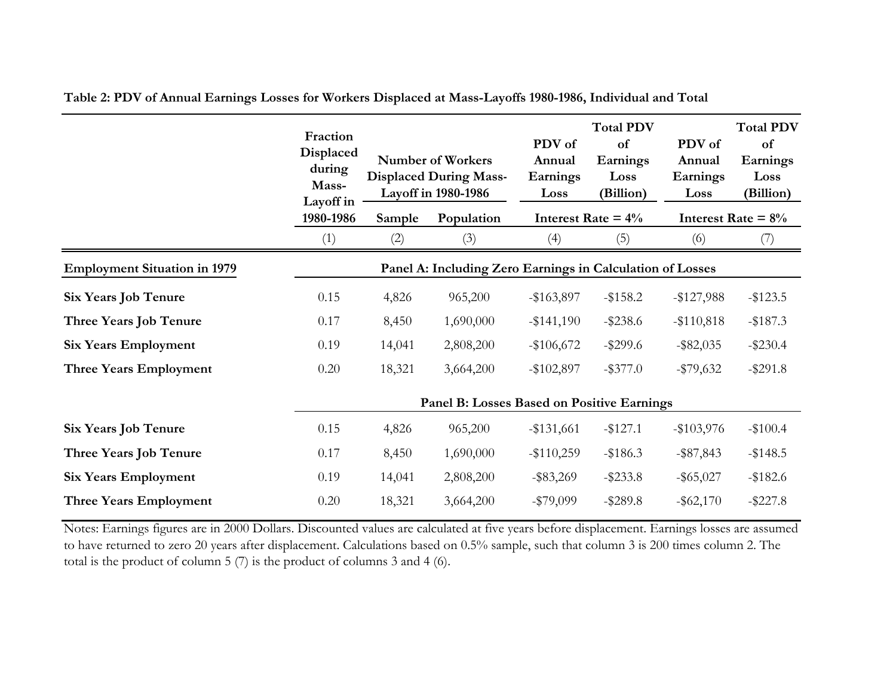**Table 2: PDV of Annual Earnings Losses for Workers Displaced at Mass-Layoffs 1980-1986, Individual and Total**

| | Fraction Displaced during Mass-Layoff in 1980-1986 | Number of Workers Displaced During Mass-Layoff in 1980-1986 | | PDV of Annual Earnings Loss | Total PDV of Earnings Loss (Billion) | PDV of Annual Earnings Loss | Total PDV of Earnings Loss (Billion) |
|---|---|---|---|---|---|---|---|
| | | Sample | Population | Interest Rate = 4% | | Interest Rate = 8% | |
| | (1) | (2) | (3) | (4) | (5) | (6) | (7) |
| **Employment Situation in 1979** | **Panel A: Including Zero Earnings in Calculation of Losses** | | | | | | |
| **Six Years Job Tenure** | 0.15 | 4,826 | 965,200 | -$163,897 | -$158.2 | -$127,988 | -$123.5 |
| **Three Years Job Tenure** | 0.17 | 8,450 | 1,690,000 | -$141,190 | -$238.6 | -$110,818 | -$187.3 |
| **Six Years Employment** | 0.19 | 14,041 | 2,808,200 | -$106,672 | -$299.6 | -$82,035 | -$230.4 |
| **Three Years Employment** | 0.20 | 18,321 | 3,664,200 | -$102,897 | -$377.0 | -$79,632 | -$291.8 |
| | **Panel B: Losses Based on Positive Earnings** | | | | | | |
| **Six Years Job Tenure** | 0.15 | 4,826 | 965,200 | -$131,661 | -$127.1 | -$103,976 | -$100.4 |
| **Three Years Job Tenure** | 0.17 | 8,450 | 1,690,000 | -$110,259 | -$186.3 | -$87,843 | -$148.5 |
| **Six Years Employment** | 0.19 | 14,041 | 2,808,200 | -$83,269 | -$233.8 | -$65,027 | -$182.6 |
| **Three Years Employment** | 0.20 | 18,321 | 3,664,200 | -$79,099 | -$289.8 | -$62,170 | -$227.8 |

Notes: Earnings figures are in 2000 Dollars. Discounted values are calculated at five years before displacement. Earnings losses are assumed to have returned to zero 20 years after displacement. Calculations based on 0.5% sample, such that column 3 is 200 times column 2. The total is the product of column 5 (7) is the product of columns 3 and 4 (6).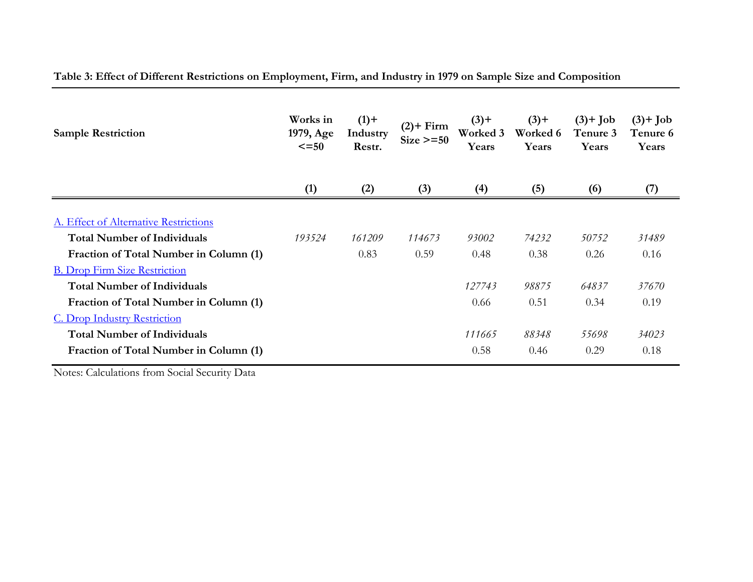**Table 3: Effect of Different Restrictions on Employment, Firm, and Industry in 1979 on Sample Size and Composition**

| Sample Restriction | Works in 1979, Age <=50 | (1)+ Industry Restr. | (2)+ Firm Size >=50 | (3)+ Worked 3 Years | (3)+ Worked 6 Years | (3)+ Job Tenure 3 Years | (3)+ Job Tenure 6 Years |
|---|---|---|---|---|---|---|---|
| | (1) | (2) | (3) | (4) | (5) | (6) | (7) |
| A. Effect of Alternative Restrictions | | | | | | | |
| **Total Number of Individuals** | *193524* | *161209* | *114673* | *93002* | *74232* | *50752* | *31489* |
| **Fraction of Total Number in Column (1)** | | 0.83 | 0.59 | 0.48 | 0.38 | 0.26 | 0.16 |
| B. Drop Firm Size Restriction | | | | | | | |
| **Total Number of Individuals** | | | | *127743* | *98875* | *64837* | *37670* |
| **Fraction of Total Number in Column (1)** | | | | 0.66 | 0.51 | 0.34 | 0.19 |
| C. Drop Industry Restriction | | | | | | | |
| **Total Number of Individuals** | | | | *111665* | *88348* | *55698* | *34023* |
| **Fraction of Total Number in Column (1)** | | | | 0.58 | 0.46 | 0.29 | 0.18 |

Notes: Calculations from Social Security Data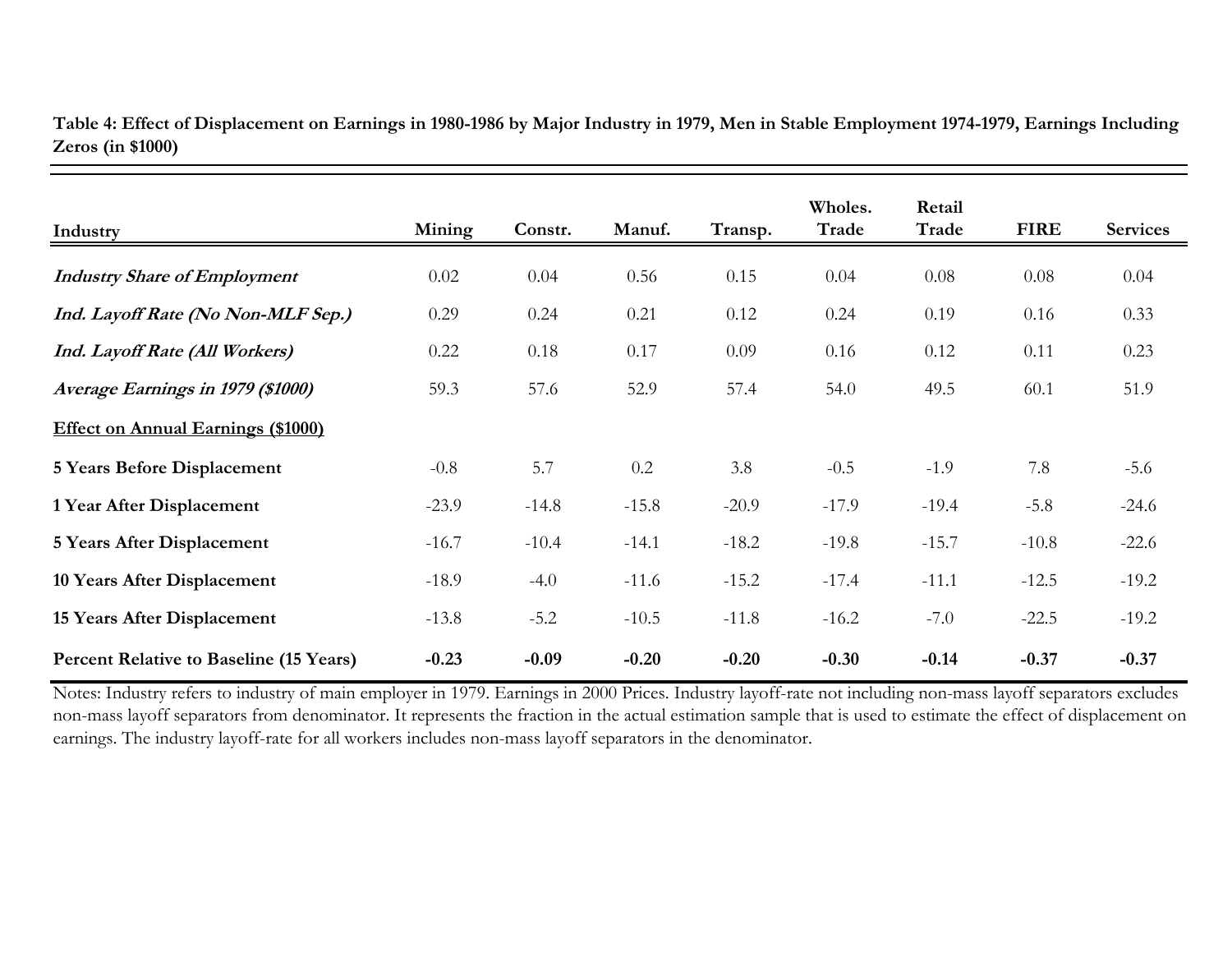**Table 4: Effect of Displacement on Earnings in 1980-1986 by Major Industry in 1979, Men in Stable Employment 1974-1979, Earnings Including Zeros (in $1000)**

| Industry | Mining | Constr. | Manuf. | Transp. | Wholes. Trade | Retail Trade | FIRE | Services |
|---|---|---|---|---|---|---|---|---|
| ***Industry Share of Employment*** | 0.02 | 0.04 | 0.56 | 0.15 | 0.04 | 0.08 | 0.08 | 0.04 |
| ***Ind. Layoff Rate (No Non-MLF Sep.)*** | 0.29 | 0.24 | 0.21 | 0.12 | 0.24 | 0.19 | 0.16 | 0.33 |
| ***Ind. Layoff Rate (All Workers)*** | 0.22 | 0.18 | 0.17 | 0.09 | 0.16 | 0.12 | 0.11 | 0.23 |
| ***Average Earnings in 1979 ($1000)*** | 59.3 | 57.6 | 52.9 | 57.4 | 54.0 | 49.5 | 60.1 | 51.9 |
| **Effect on Annual Earnings ($1000)** | | | | | | | | |
| **5 Years Before Displacement** | -0.8 | 5.7 | 0.2 | 3.8 | -0.5 | -1.9 | 7.8 | -5.6 |
| **1 Year After Displacement** | -23.9 | -14.8 | -15.8 | -20.9 | -17.9 | -19.4 | -5.8 | -24.6 |
| **5 Years After Displacement** | -16.7 | -10.4 | -14.1 | -18.2 | -19.8 | -15.7 | -10.8 | -22.6 |
| **10 Years After Displacement** | -18.9 | -4.0 | -11.6 | -15.2 | -17.4 | -11.1 | -12.5 | -19.2 |
| **15 Years After Displacement** | -13.8 | -5.2 | -10.5 | -11.8 | -16.2 | -7.0 | -22.5 | -19.2 |
| **Percent Relative to Baseline (15 Years)** | **-0.23** | **-0.09** | **-0.20** | **-0.20** | **-0.30** | **-0.14** | **-0.37** | **-0.37** |

Notes: Industry refers to industry of main employer in 1979. Earnings in 2000 Prices. Industry layoff-rate not including non-mass layoff separators excludes non-mass layoff separators from denominator. It represents the fraction in the actual estimation sample that is used to estimate the effect of displacement on earnings. The industry layoff-rate for all workers includes non-mass layoff separators in the denominator.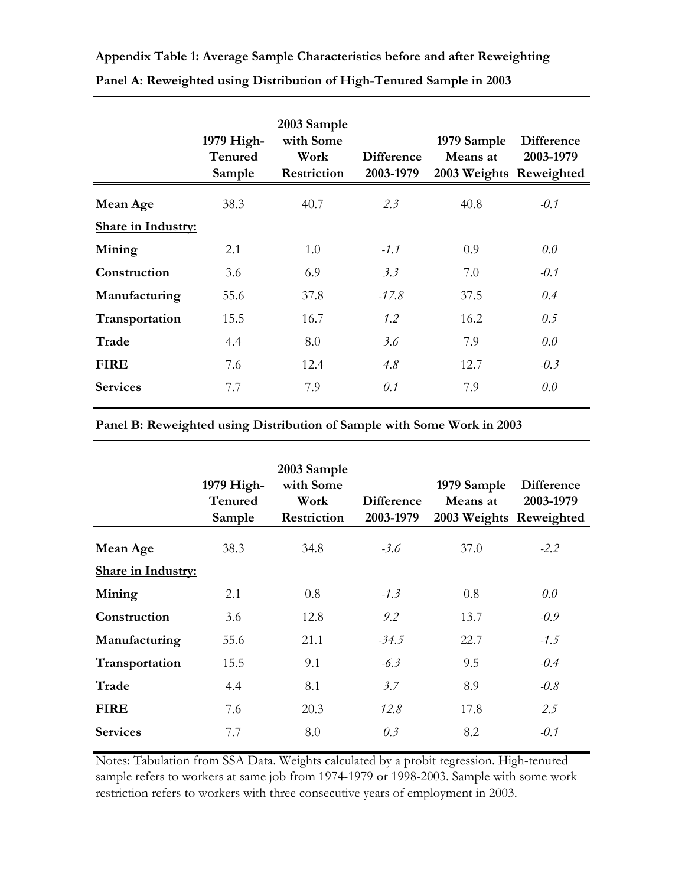**Appendix Table 1: Average Sample Characteristics before and after Reweighting**

**Panel A: Reweighted using Distribution of High-Tenured Sample in 2003**

| | 1979 High-Tenured Sample | 2003 Sample with Some Work Restriction | Difference 2003-1979 | 1979 Sample Means at 2003 Weights | Difference 2003-1979 Reweighted |
|---|---|---|---|---|---|
| **Mean Age** | 38.3 | 40.7 | *2.3* | 40.8 | *-0.1* |
| <u>**Share in Industry:**</u> | | | | | |
| **Mining** | 2.1 | 1.0 | *-1.1* | 0.9 | *0.0* |
| **Construction** | 3.6 | 6.9 | *3.3* | 7.0 | *-0.1* |
| **Manufacturing** | 55.6 | 37.8 | *-17.8* | 37.5 | *0.4* |
| **Transportation** | 15.5 | 16.7 | *1.2* | 16.2 | *0.5* |
| **Trade** | 4.4 | 8.0 | *3.6* | 7.9 | *0.0* |
| **FIRE** | 7.6 | 12.4 | *4.8* | 12.7 | *-0.3* |
| **Services** | 7.7 | 7.9 | *0.1* | 7.9 | *0.0* |

**Panel B: Reweighted using Distribution of Sample with Some Work in 2003**

| | 1979 High-Tenured Sample | 2003 Sample with Some Work Restriction | Difference 2003-1979 | 1979 Sample Means at 2003 Weights | Difference 2003-1979 Reweighted |
|---|---|---|---|---|---|
| **Mean Age** | 38.3 | 34.8 | *-3.6* | 37.0 | *-2.2* |
| <u>**Share in Industry:**</u> | | | | | |
| **Mining** | 2.1 | 0.8 | *-1.3* | 0.8 | *0.0* |
| **Construction** | 3.6 | 12.8 | *9.2* | 13.7 | *-0.9* |
| **Manufacturing** | 55.6 | 21.1 | *-34.5* | 22.7 | *-1.5* |
| **Transportation** | 15.5 | 9.1 | *-6.3* | 9.5 | *-0.4* |
| **Trade** | 4.4 | 8.1 | *3.7* | 8.9 | *-0.8* |
| **FIRE** | 7.6 | 20.3 | *12.8* | 17.8 | *2.5* |
| **Services** | 7.7 | 8.0 | *0.3* | 8.2 | *-0.1* |

Notes: Tabulation from SSA Data. Weights calculated by a probit regression. High-tenured sample refers to workers at same job from 1974-1979 or 1998-2003. Sample with some work restriction refers to workers with three consecutive years of employment in 2003.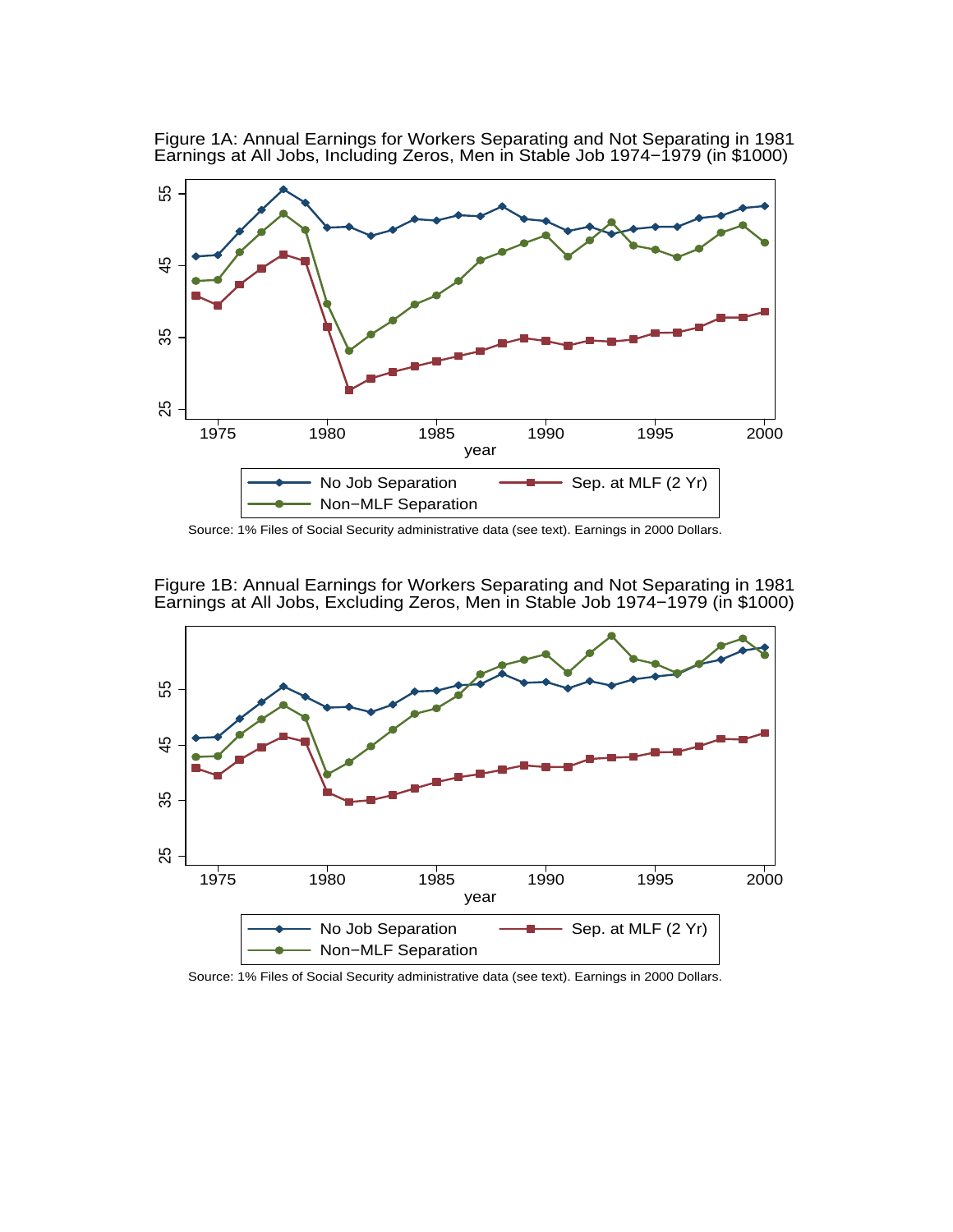Figure 1A: Annual Earnings for Workers Separating and Not Separating in 1981
Earnings at All Jobs, Including Zeros, Men in Stable Job 1974−1979 (in $1000)

Source: 1% Files of Social Security administrative data (see text). Earnings in 2000 Dollars.

Figure 1B: Annual Earnings for Workers Separating and Not Separating in 1981
Earnings at All Jobs, Excluding Zeros, Men in Stable Job 1974−1979 (in $1000)

Source: 1% Files of Social Security administrative data (see text). Earnings in 2000 Dollars.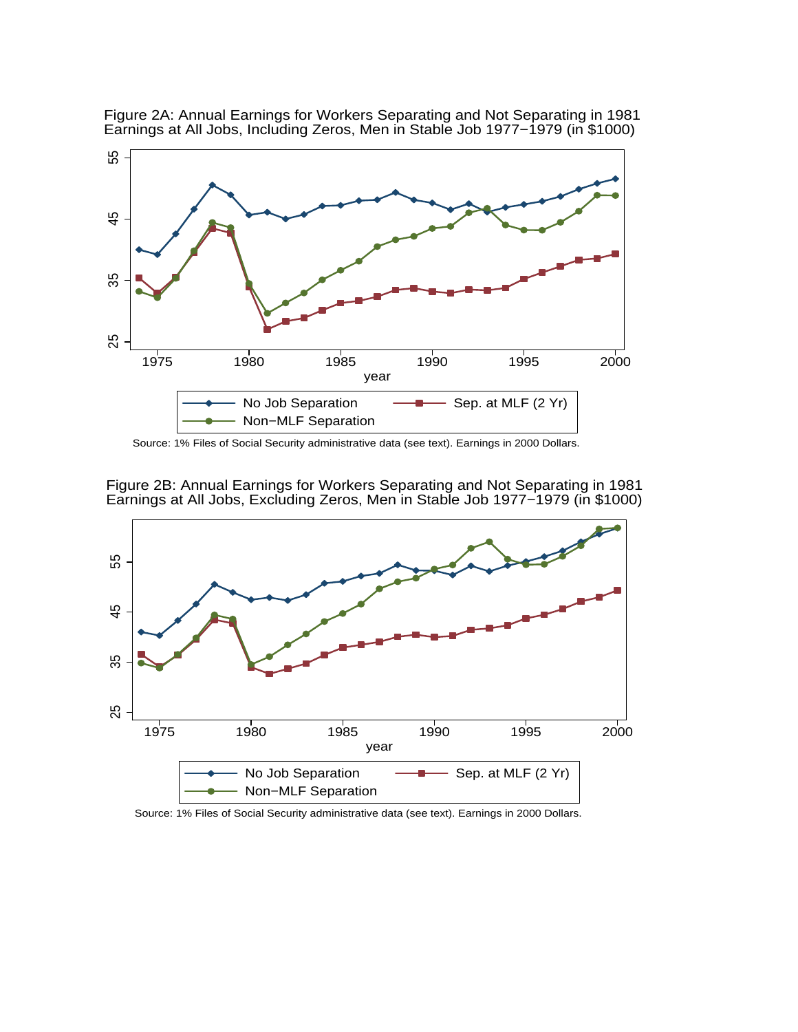Figure 2A: Annual Earnings for Workers Separating and Not Separating in 1981
Earnings at All Jobs, Including Zeros, Men in Stable Job 1977−1979 (in $1000)

Source: 1% Files of Social Security administrative data (see text). Earnings in 2000 Dollars.

Figure 2B: Annual Earnings for Workers Separating and Not Separating in 1981
Earnings at All Jobs, Excluding Zeros, Men in Stable Job 1977−1979 (in $1000)

Source: 1% Files of Social Security administrative data (see text). Earnings in 2000 Dollars.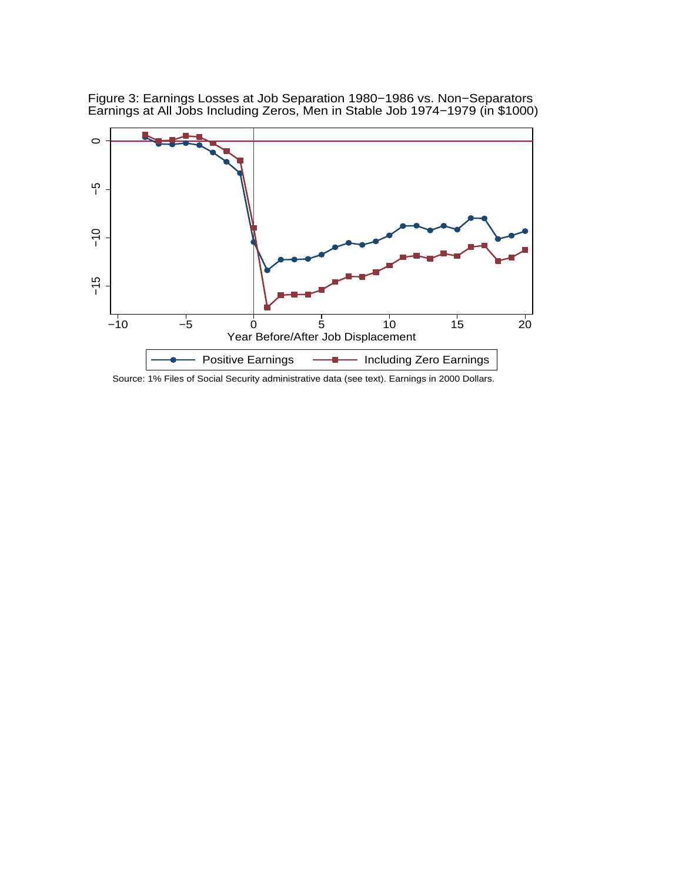Figure 3: Earnings Losses at Job Separation 1980−1986 vs. Non−Separators
Earnings at All Jobs Including Zeros, Men in Stable Job 1974−1979 (in $1000)

Source: 1% Files of Social Security administrative data (see text). Earnings in 2000 Dollars.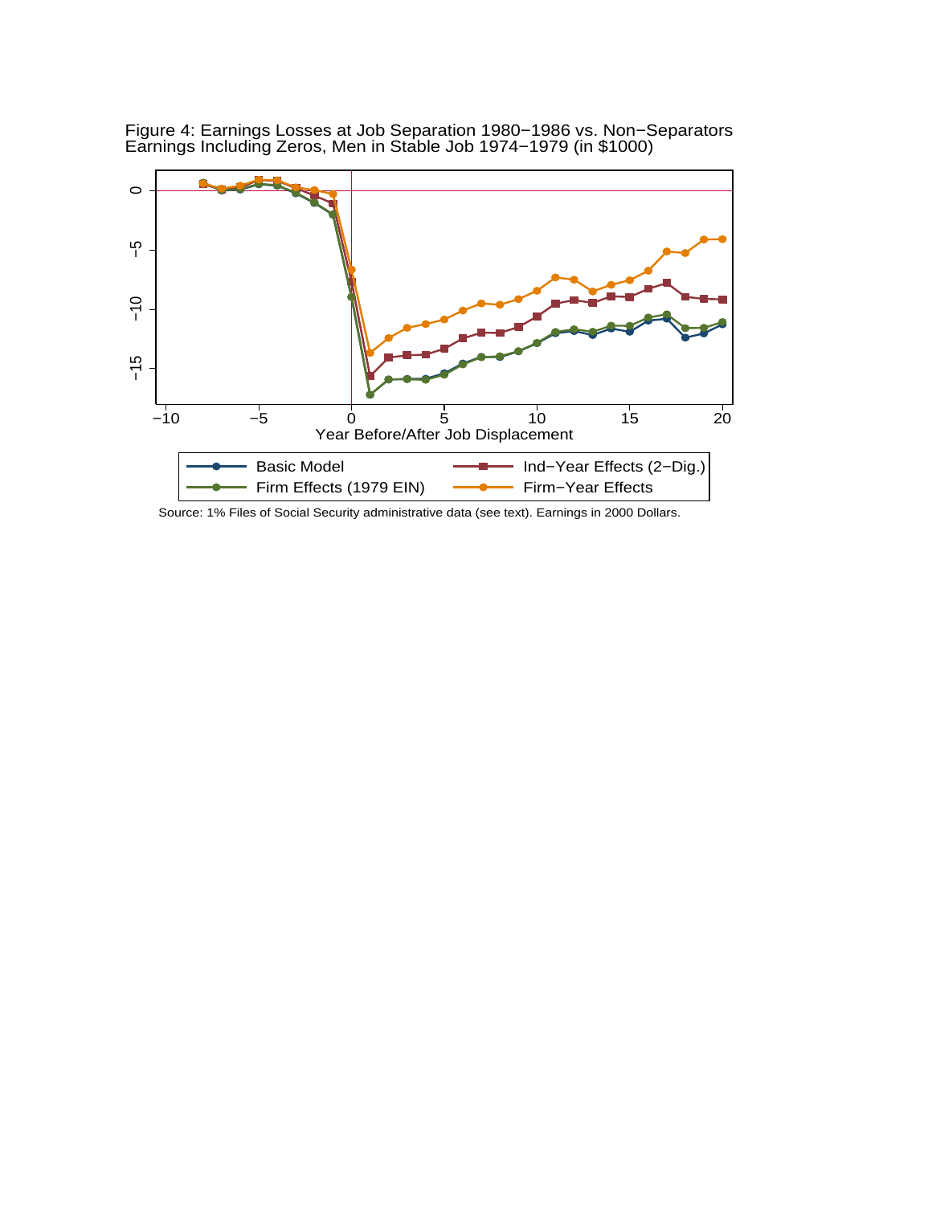Figure 4: Earnings Losses at Job Separation 1980−1986 vs. Non−Separators
Earnings Including Zeros, Men in Stable Job 1974−1979 (in $1000)

Source: 1% Files of Social Security administrative data (see text). Earnings in 2000 Dollars.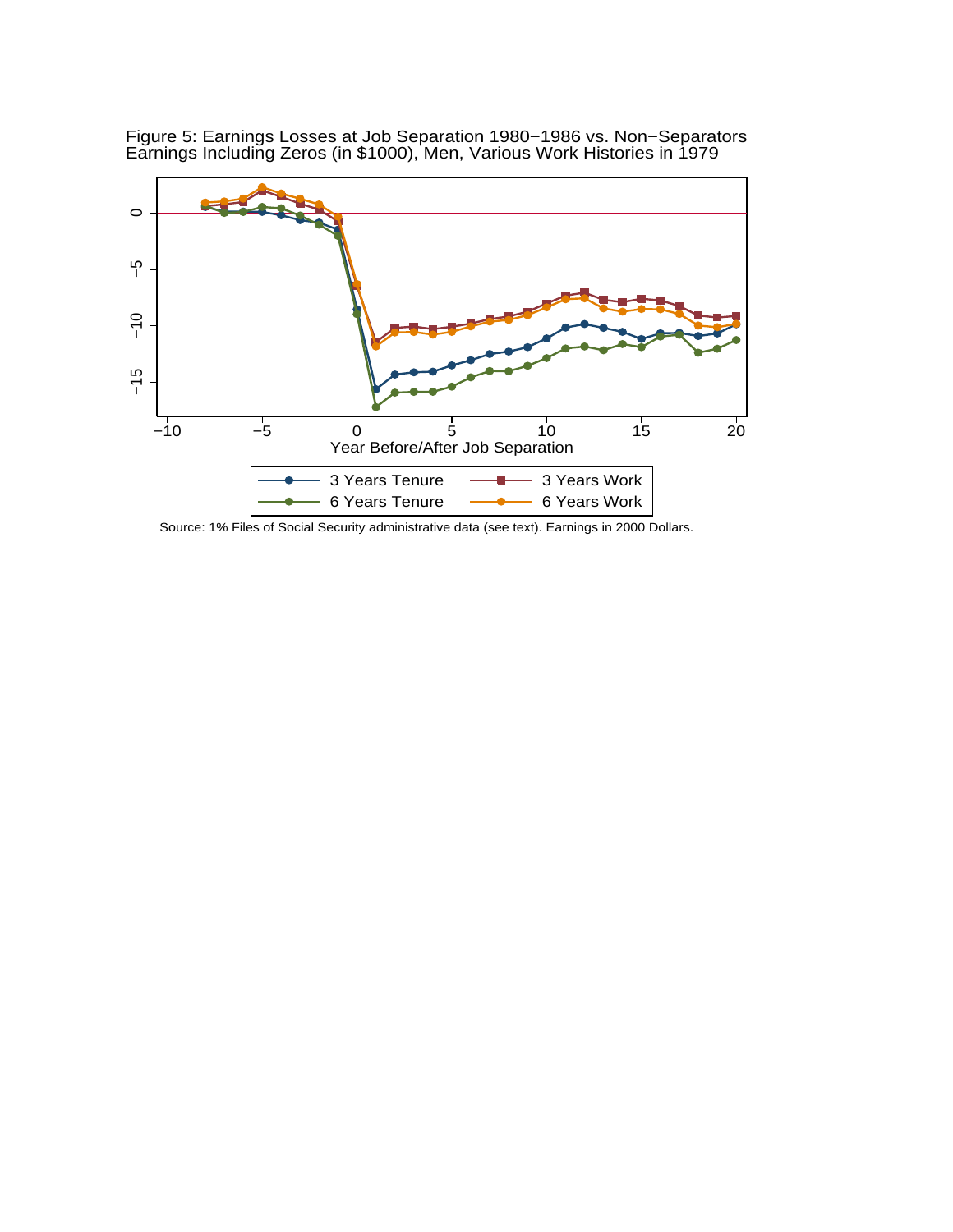Figure 5: Earnings Losses at Job Separation 1980−1986 vs. Non−Separators
Earnings Including Zeros (in $1000), Men, Various Work Histories in 1979

Source: 1% Files of Social Security administrative data (see text). Earnings in 2000 Dollars.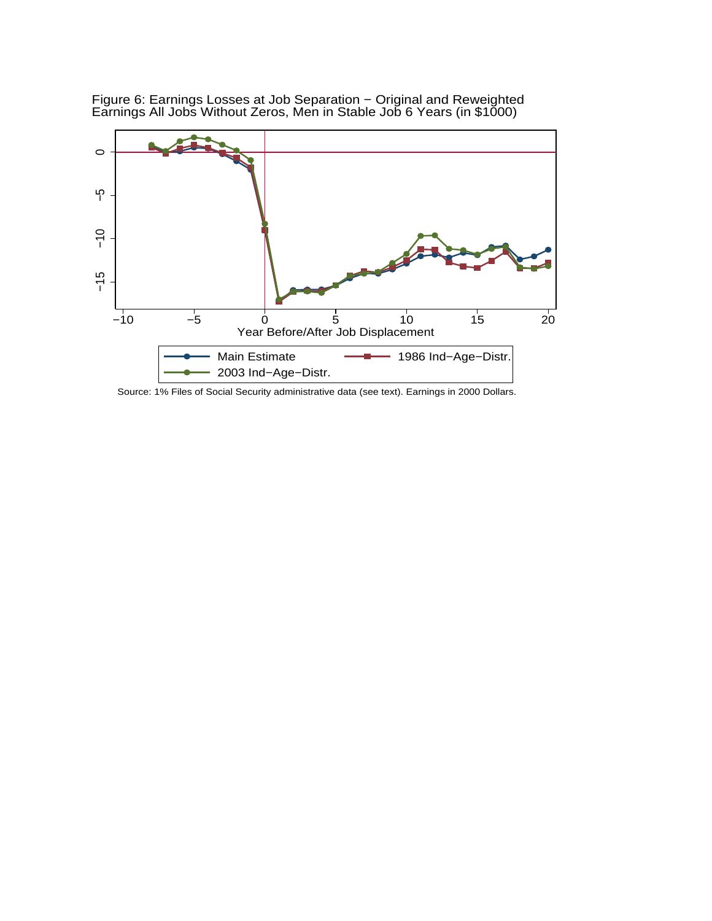Figure 6: Earnings Losses at Job Separation − Original and Reweighted
Earnings All Jobs Without Zeros, Men in Stable Job 6 Years (in $1000)

Source: 1% Files of Social Security administrative data (see text). Earnings in 2000 Dollars.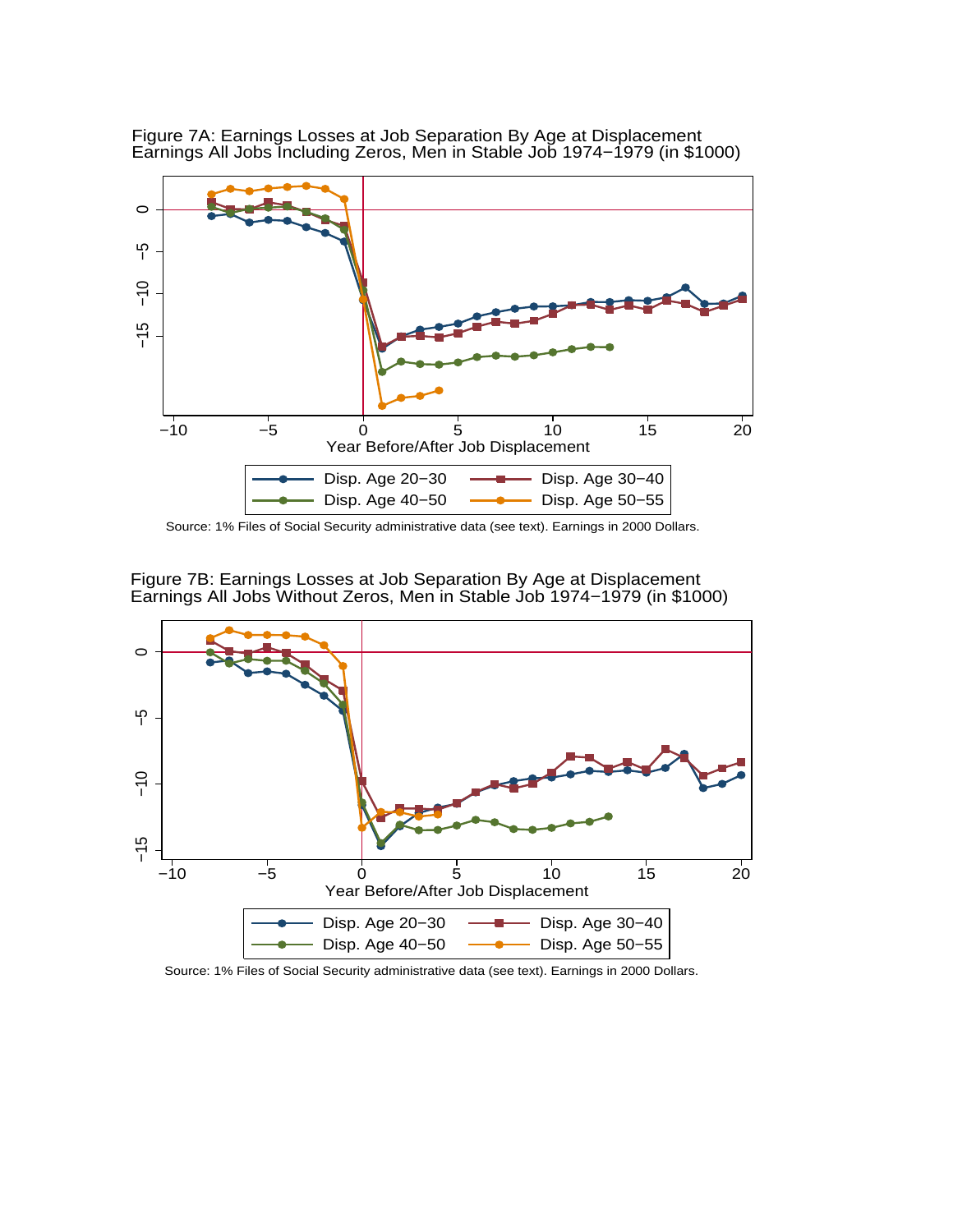Figure 7A: Earnings Losses at Job Separation By Age at Displacement
Earnings All Jobs Including Zeros, Men in Stable Job 1974−1979 (in $1000)

Source: 1% Files of Social Security administrative data (see text). Earnings in 2000 Dollars.

Figure 7B: Earnings Losses at Job Separation By Age at Displacement
Earnings All Jobs Without Zeros, Men in Stable Job 1974−1979 (in $1000)

Source: 1% Files of Social Security administrative data (see text). Earnings in 2000 Dollars.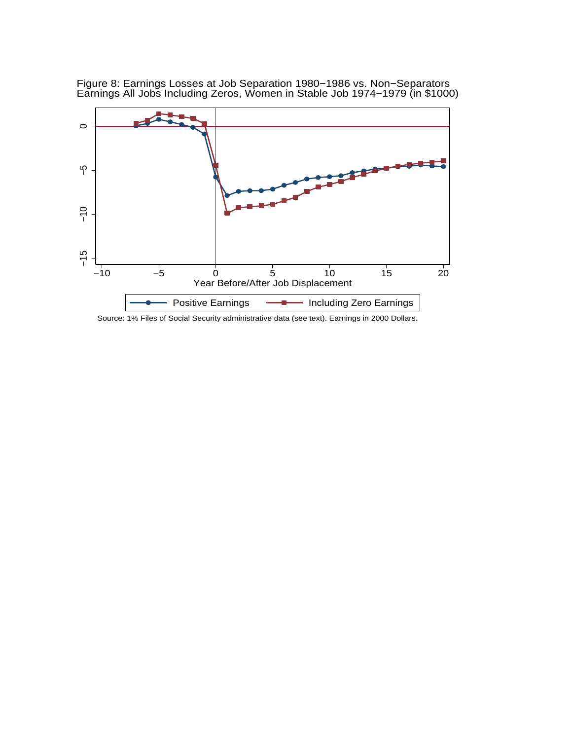Figure 8: Earnings Losses at Job Separation 1980−1986 vs. Non−Separators
Earnings All Jobs Including Zeros, Women in Stable Job 1974−1979 (in $1000)

Source: 1% Files of Social Security administrative data (see text). Earnings in 2000 Dollars.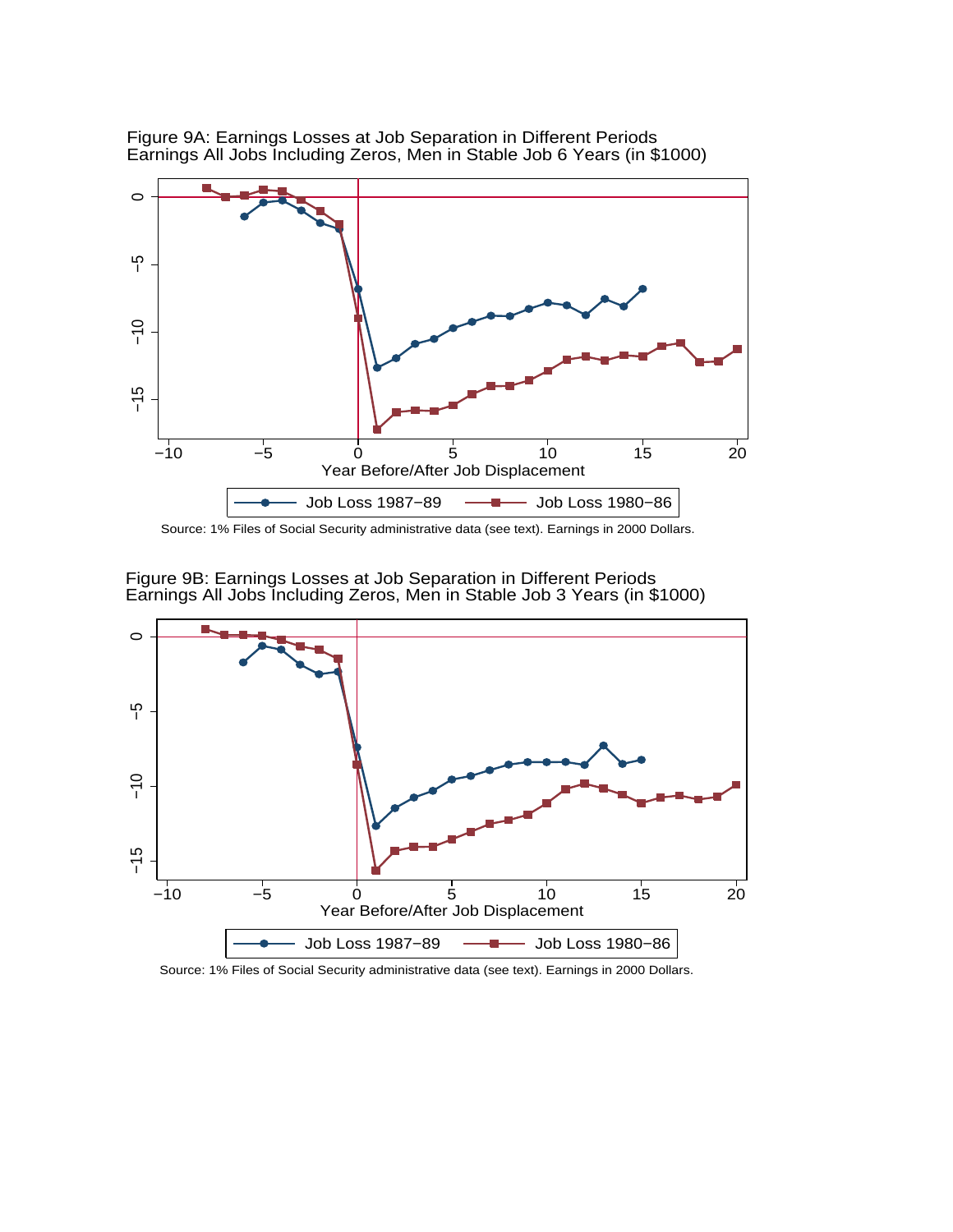Figure 9A: Earnings Losses at Job Separation in Different Periods
Earnings All Jobs Including Zeros, Men in Stable Job 6 Years (in $1000)

Source: 1% Files of Social Security administrative data (see text). Earnings in 2000 Dollars.

Figure 9B: Earnings Losses at Job Separation in Different Periods
Earnings All Jobs Including Zeros, Men in Stable Job 3 Years (in $1000)

Source: 1% Files of Social Security administrative data (see text). Earnings in 2000 Dollars.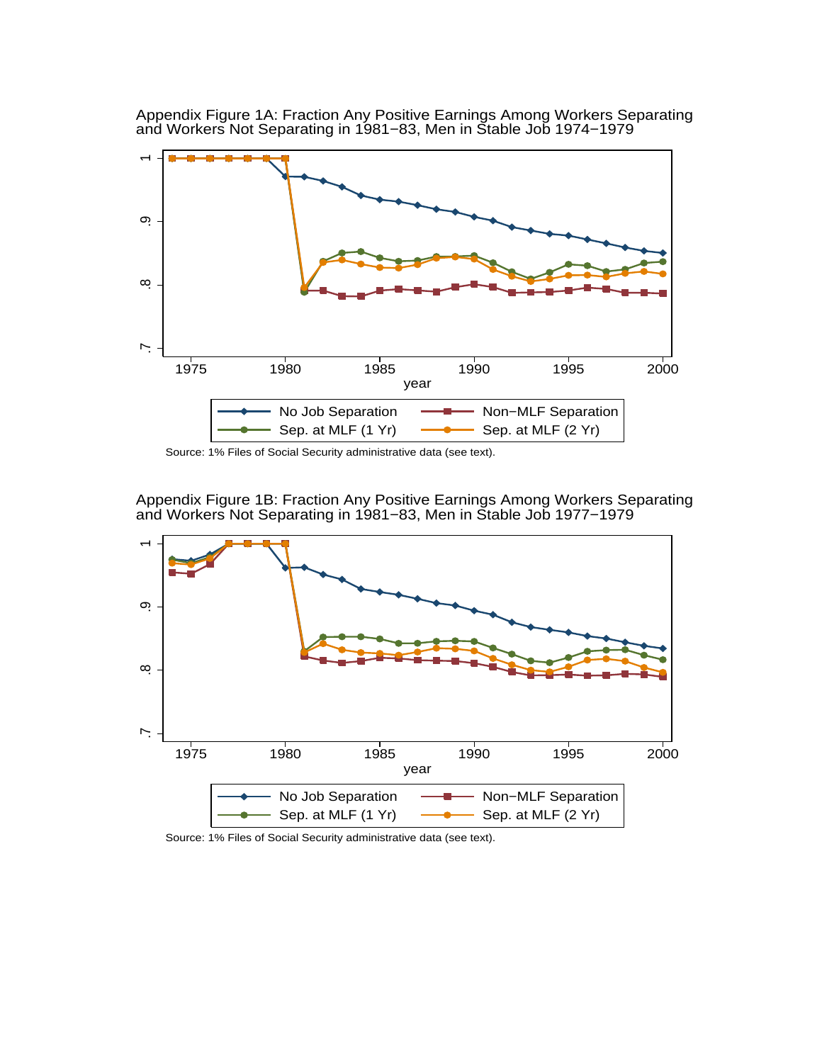Appendix Figure 1A: Fraction Any Positive Earnings Among Workers Separating and Workers Not Separating in 1981−83, Men in Stable Job 1974−1979

1

.9

.8

.7

1975 1980 1985 1990 1995 2000

year

No Job Separation
Non−MLF Separation
Sep. at MLF (1 Yr)
Sep. at MLF (2 Yr)

Source: 1% Files of Social Security administrative data (see text).

Appendix Figure 1B: Fraction Any Positive Earnings Among Workers Separating and Workers Not Separating in 1981−83, Men in Stable Job 1977−1979

1

.9

.8

.7

1975 1980 1985 1990 1995 2000

year

No Job Separation
Non−MLF Separation
Sep. at MLF (1 Yr)
Sep. at MLF (2 Yr)

Source: 1% Files of Social Security administrative data (see text).